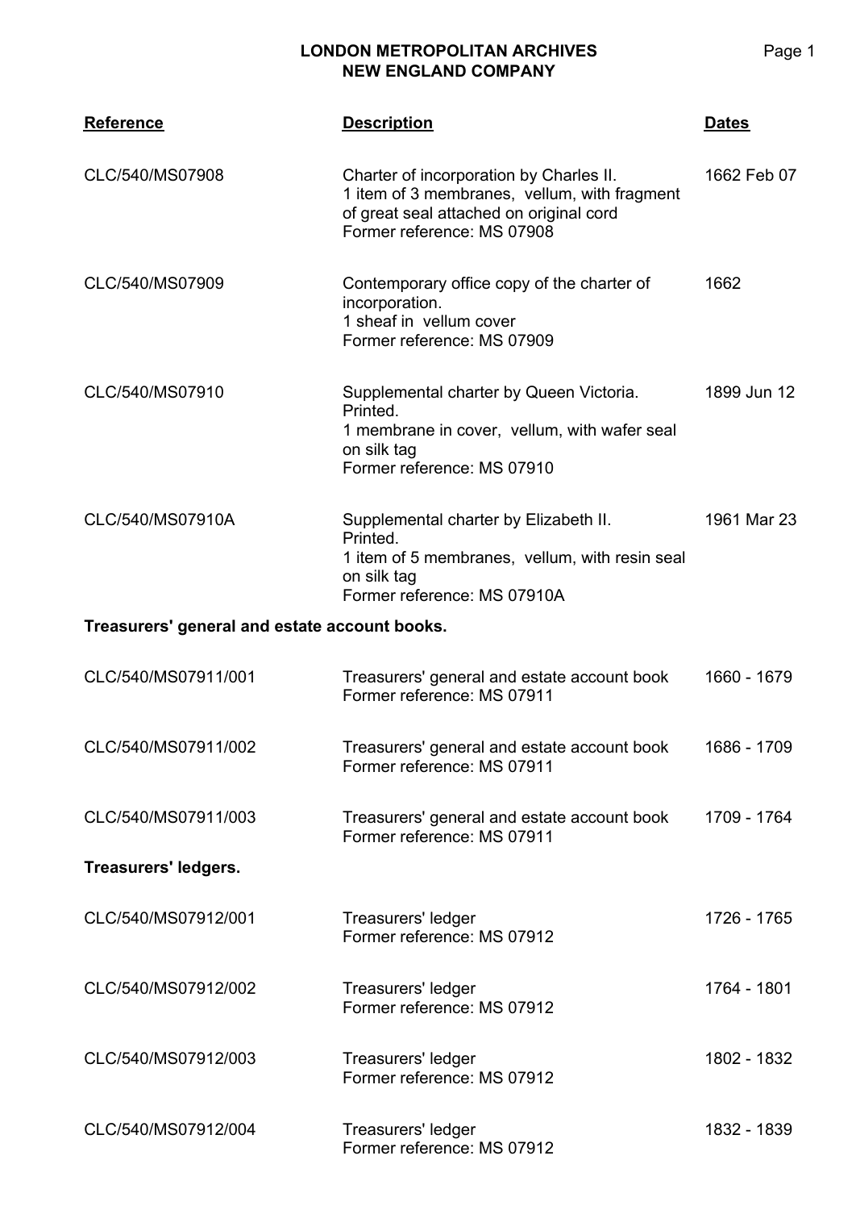# LONDON METROPOLITAN ARCHIVES
## NEW ENGLAND COMPANY

| Reference | Description | Dates |
|---|---|---|
| CLC/540/MS07908 | Charter of incorporation by Charles II.<br>1 item of 3 membranes, vellum, with fragment of great seal attached on original cord<br>Former reference: MS 07908 | 1662 Feb 07 |
| CLC/540/MS07909 | Contemporary office copy of the charter of incorporation.<br>1 sheaf in vellum cover<br>Former reference: MS 07909 | 1662 |
| CLC/540/MS07910 | Supplemental charter by Queen Victoria.<br>Printed.<br>1 membrane in cover, vellum, with wafer seal on silk tag<br>Former reference: MS 07910 | 1899 Jun 12 |
| CLC/540/MS07910A | Supplemental charter by Elizabeth II.<br>Printed.<br>1 item of 5 membranes, vellum, with resin seal on silk tag<br>Former reference: MS 07910A | 1961 Mar 23 |

**Treasurers' general and estate account books.**

| Reference | Description | Dates |
|---|---|---|
| CLC/540/MS07911/001 | Treasurers' general and estate account book<br>Former reference: MS 07911 | 1660 - 1679 |
| CLC/540/MS07911/002 | Treasurers' general and estate account book<br>Former reference: MS 07911 | 1686 - 1709 |
| CLC/540/MS07911/003 | Treasurers' general and estate account book<br>Former reference: MS 07911 | 1709 - 1764 |

**Treasurers' ledgers.**

| Reference | Description | Dates |
|---|---|---|
| CLC/540/MS07912/001 | Treasurers' ledger<br>Former reference: MS 07912 | 1726 - 1765 |
| CLC/540/MS07912/002 | Treasurers' ledger<br>Former reference: MS 07912 | 1764 - 1801 |
| CLC/540/MS07912/003 | Treasurers' ledger<br>Former reference: MS 07912 | 1802 - 1832 |
| CLC/540/MS07912/004 | Treasurers' ledger<br>Former reference: MS 07912 | 1832 - 1839 |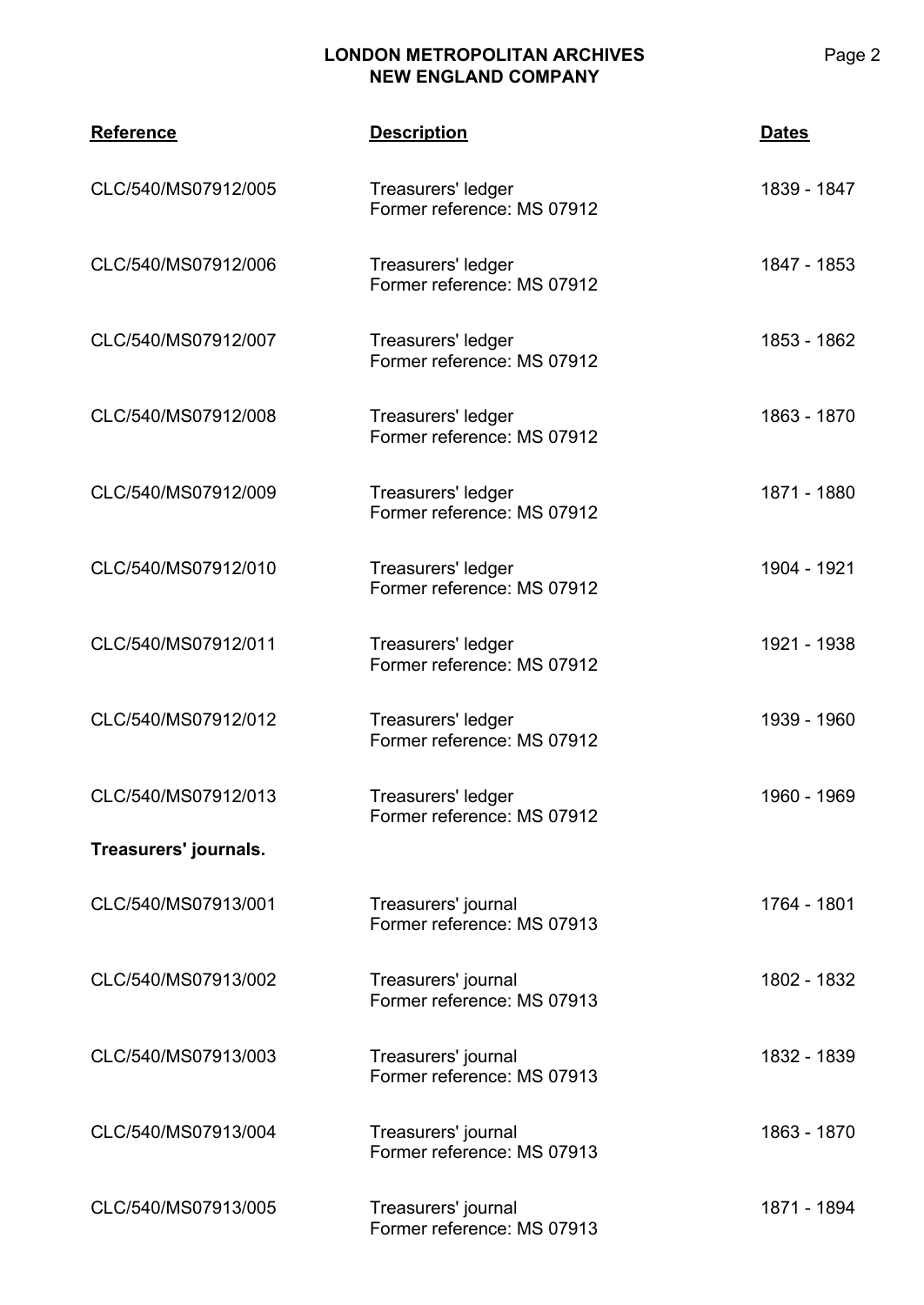| Reference | Description | Dates |
| --- | --- | --- |
| CLC/540/MS07912/005 | Treasurers' ledger<br>Former reference: MS 07912 | 1839 - 1847 |
| CLC/540/MS07912/006 | Treasurers' ledger<br>Former reference: MS 07912 | 1847 - 1853 |
| CLC/540/MS07912/007 | Treasurers' ledger<br>Former reference: MS 07912 | 1853 - 1862 |
| CLC/540/MS07912/008 | Treasurers' ledger<br>Former reference: MS 07912 | 1863 - 1870 |
| CLC/540/MS07912/009 | Treasurers' ledger<br>Former reference: MS 07912 | 1871 - 1880 |
| CLC/540/MS07912/010 | Treasurers' ledger<br>Former reference: MS 07912 | 1904 - 1921 |
| CLC/540/MS07912/011 | Treasurers' ledger<br>Former reference: MS 07912 | 1921 - 1938 |
| CLC/540/MS07912/012 | Treasurers' ledger<br>Former reference: MS 07912 | 1939 - 1960 |
| CLC/540/MS07912/013 | Treasurers' ledger<br>Former reference: MS 07912 | 1960 - 1969 |
| **Treasurers' journals.** | | |
| CLC/540/MS07913/001 | Treasurers' journal<br>Former reference: MS 07913 | 1764 - 1801 |
| CLC/540/MS07913/002 | Treasurers' journal<br>Former reference: MS 07913 | 1802 - 1832 |
| CLC/540/MS07913/003 | Treasurers' journal<br>Former reference: MS 07913 | 1832 - 1839 |
| CLC/540/MS07913/004 | Treasurers' journal<br>Former reference: MS 07913 | 1863 - 1870 |
| CLC/540/MS07913/005 | Treasurers' journal<br>Former reference: MS 07913 | 1871 - 1894 |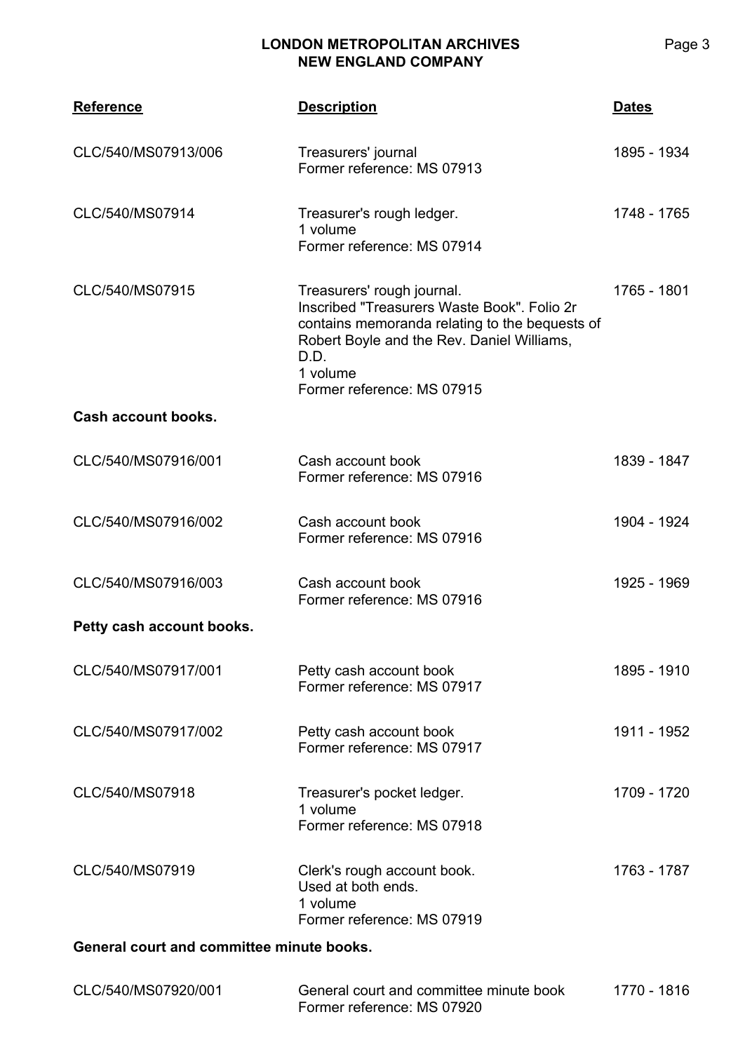| Reference | Description | Dates |
|---|---|---|
| CLC/540/MS07913/006 | Treasurers' journal<br>Former reference: MS 07913 | 1895 - 1934 |
| CLC/540/MS07914 | Treasurer's rough ledger.<br>1 volume<br>Former reference: MS 07914 | 1748 - 1765 |
| CLC/540/MS07915 | Treasurers' rough journal.<br>Inscribed "Treasurers Waste Book". Folio 2r contains memoranda relating to the bequests of Robert Boyle and the Rev. Daniel Williams, D.D.<br>1 volume<br>Former reference: MS 07915 | 1765 - 1801 |
| **Cash account books.** | | |
| CLC/540/MS07916/001 | Cash account book<br>Former reference: MS 07916 | 1839 - 1847 |
| CLC/540/MS07916/002 | Cash account book<br>Former reference: MS 07916 | 1904 - 1924 |
| CLC/540/MS07916/003 | Cash account book<br>Former reference: MS 07916 | 1925 - 1969 |
| **Petty cash account books.** | | |
| CLC/540/MS07917/001 | Petty cash account book<br>Former reference: MS 07917 | 1895 - 1910 |
| CLC/540/MS07917/002 | Petty cash account book<br>Former reference: MS 07917 | 1911 - 1952 |
| CLC/540/MS07918 | Treasurer's pocket ledger.<br>1 volume<br>Former reference: MS 07918 | 1709 - 1720 |
| CLC/540/MS07919 | Clerk's rough account book.<br>Used at both ends.<br>1 volume<br>Former reference: MS 07919 | 1763 - 1787 |
| **General court and committee minute books.** | | |
| CLC/540/MS07920/001 | General court and committee minute book<br>Former reference: MS 07920 | 1770 - 1816 |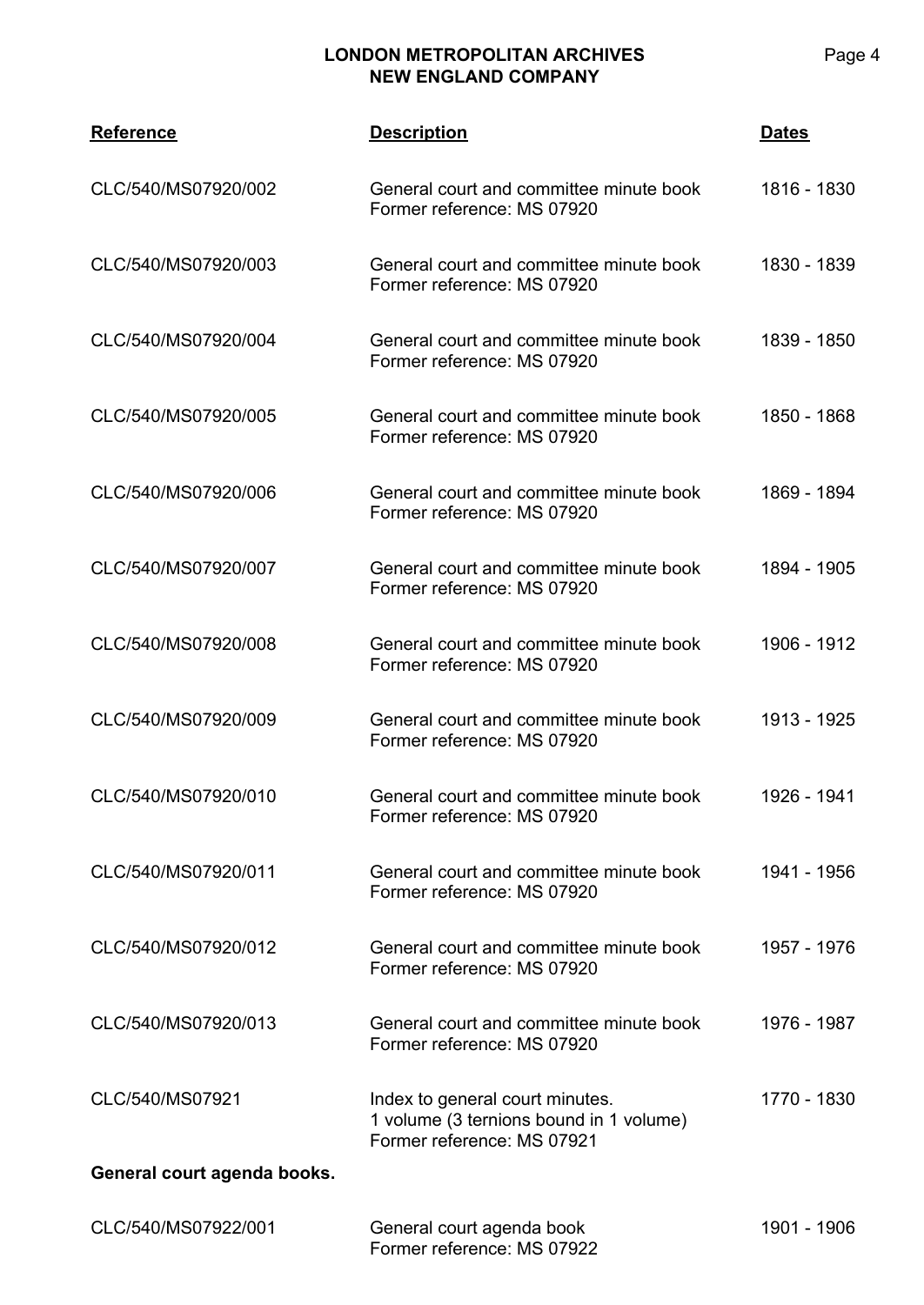| Reference | Description | Dates |
|---|---|---|
| CLC/540/MS07920/002 | General court and committee minute book<br>Former reference: MS 07920 | 1816 - 1830 |
| CLC/540/MS07920/003 | General court and committee minute book<br>Former reference: MS 07920 | 1830 - 1839 |
| CLC/540/MS07920/004 | General court and committee minute book<br>Former reference: MS 07920 | 1839 - 1850 |
| CLC/540/MS07920/005 | General court and committee minute book<br>Former reference: MS 07920 | 1850 - 1868 |
| CLC/540/MS07920/006 | General court and committee minute book<br>Former reference: MS 07920 | 1869 - 1894 |
| CLC/540/MS07920/007 | General court and committee minute book<br>Former reference: MS 07920 | 1894 - 1905 |
| CLC/540/MS07920/008 | General court and committee minute book<br>Former reference: MS 07920 | 1906 - 1912 |
| CLC/540/MS07920/009 | General court and committee minute book<br>Former reference: MS 07920 | 1913 - 1925 |
| CLC/540/MS07920/010 | General court and committee minute book<br>Former reference: MS 07920 | 1926 - 1941 |
| CLC/540/MS07920/011 | General court and committee minute book<br>Former reference: MS 07920 | 1941 - 1956 |
| CLC/540/MS07920/012 | General court and committee minute book<br>Former reference: MS 07920 | 1957 - 1976 |
| CLC/540/MS07920/013 | General court and committee minute book<br>Former reference: MS 07920 | 1976 - 1987 |
| CLC/540/MS07921 | Index to general court minutes.<br>1 volume (3 ternions bound in 1 volume)<br>Former reference: MS 07921 | 1770 - 1830 |

**General court agenda books.**

| Reference | Description | Dates |
|---|---|---|
| CLC/540/MS07922/001 | General court agenda book<br>Former reference: MS 07922 | 1901 - 1906 |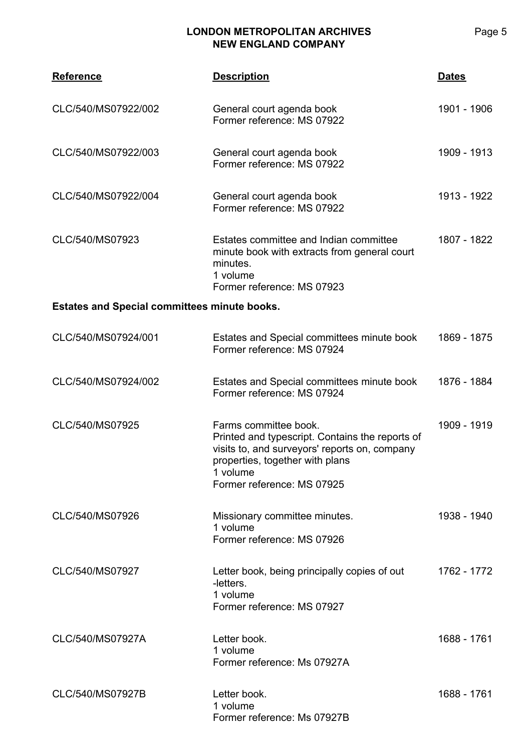| Reference | Description | Dates |
|---|---|---|
| CLC/540/MS07922/002 | General court agenda book<br>Former reference: MS 07922 | 1901 - 1906 |
| CLC/540/MS07922/003 | General court agenda book<br>Former reference: MS 07922 | 1909 - 1913 |
| CLC/540/MS07922/004 | General court agenda book<br>Former reference: MS 07922 | 1913 - 1922 |
| CLC/540/MS07923 | Estates committee and Indian committee minute book with extracts from general court minutes.<br>1 volume<br>Former reference: MS 07923 | 1807 - 1822 |

**Estates and Special committees minute books.**

| Reference | Description | Dates |
|---|---|---|
| CLC/540/MS07924/001 | Estates and Special committees minute book<br>Former reference: MS 07924 | 1869 - 1875 |
| CLC/540/MS07924/002 | Estates and Special committees minute book<br>Former reference: MS 07924 | 1876 - 1884 |
| CLC/540/MS07925 | Farms committee book.<br>Printed and typescript. Contains the reports of visits to, and surveyors' reports on, company properties, together with plans<br>1 volume<br>Former reference: MS 07925 | 1909 - 1919 |
| CLC/540/MS07926 | Missionary committee minutes.<br>1 volume<br>Former reference: MS 07926 | 1938 - 1940 |
| CLC/540/MS07927 | Letter book, being principally copies of out -letters.<br>1 volume<br>Former reference: MS 07927 | 1762 - 1772 |
| CLC/540/MS07927A | Letter book.<br>1 volume<br>Former reference: Ms 07927A | 1688 - 1761 |
| CLC/540/MS07927B | Letter book.<br>1 volume<br>Former reference: Ms 07927B | 1688 - 1761 |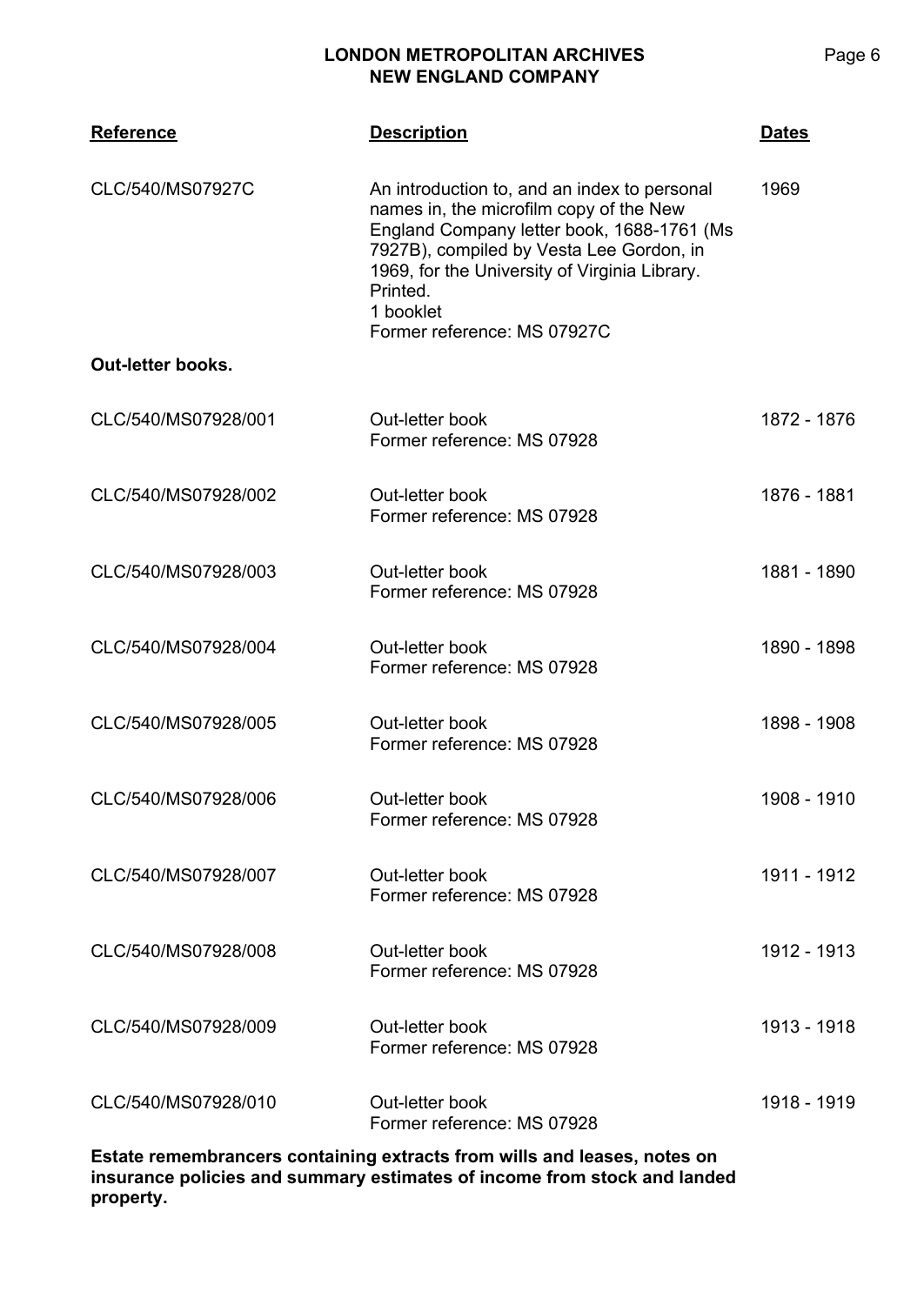| Reference | Description | Dates |
|---|---|---|
| CLC/540/MS07927C | An introduction to, and an index to personal names in, the microfilm copy of the New England Company letter book, 1688-1761 (Ms 7927B), compiled by Vesta Lee Gordon, in 1969, for the University of Virginia Library. Printed.<br>1 booklet<br>Former reference: MS 07927C | 1969 |

**Out-letter books.**

| Reference | Description | Dates |
|---|---|---|
| CLC/540/MS07928/001 | Out-letter book<br>Former reference: MS 07928 | 1872 - 1876 |
| CLC/540/MS07928/002 | Out-letter book<br>Former reference: MS 07928 | 1876 - 1881 |
| CLC/540/MS07928/003 | Out-letter book<br>Former reference: MS 07928 | 1881 - 1890 |
| CLC/540/MS07928/004 | Out-letter book<br>Former reference: MS 07928 | 1890 - 1898 |
| CLC/540/MS07928/005 | Out-letter book<br>Former reference: MS 07928 | 1898 - 1908 |
| CLC/540/MS07928/006 | Out-letter book<br>Former reference: MS 07928 | 1908 - 1910 |
| CLC/540/MS07928/007 | Out-letter book<br>Former reference: MS 07928 | 1911 - 1912 |
| CLC/540/MS07928/008 | Out-letter book<br>Former reference: MS 07928 | 1912 - 1913 |
| CLC/540/MS07928/009 | Out-letter book<br>Former reference: MS 07928 | 1913 - 1918 |
| CLC/540/MS07928/010 | Out-letter book<br>Former reference: MS 07928 | 1918 - 1919 |

**Estate remembrancers containing extracts from wills and leases, notes on insurance policies and summary estimates of income from stock and landed property.**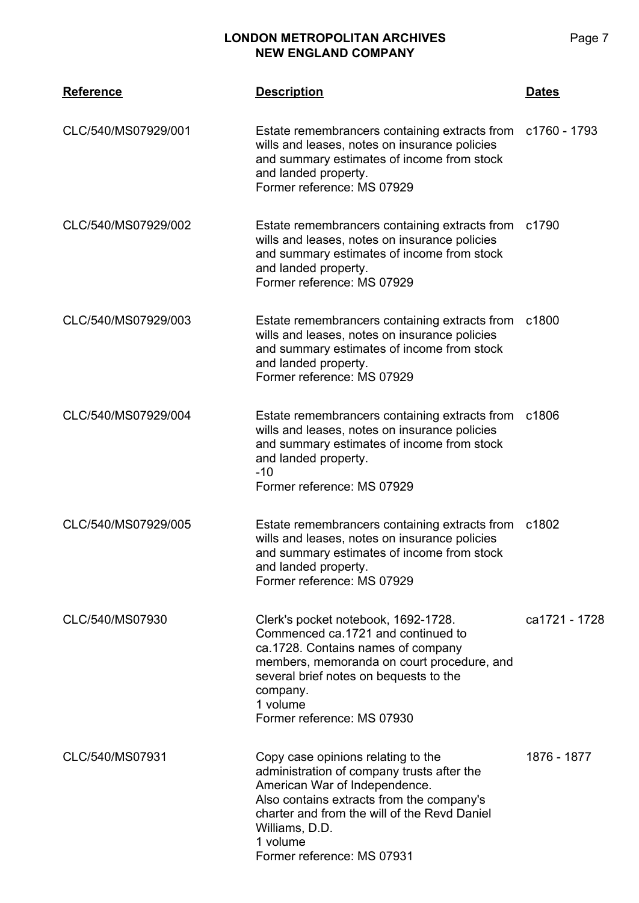| Reference | Description | Dates |
|---|---|---|
| CLC/540/MS07929/001 | Estate remembrancers containing extracts from wills and leases, notes on insurance policies and summary estimates of income from stock and landed property.<br>Former reference: MS 07929 | c1760 - 1793 |
| CLC/540/MS07929/002 | Estate remembrancers containing extracts from wills and leases, notes on insurance policies and summary estimates of income from stock and landed property.<br>Former reference: MS 07929 | c1790 |
| CLC/540/MS07929/003 | Estate remembrancers containing extracts from wills and leases, notes on insurance policies and summary estimates of income from stock and landed property.<br>Former reference: MS 07929 | c1800 |
| CLC/540/MS07929/004 | Estate remembrancers containing extracts from wills and leases, notes on insurance policies and summary estimates of income from stock and landed property.<br>-10<br>Former reference: MS 07929 | c1806 |
| CLC/540/MS07929/005 | Estate remembrancers containing extracts from wills and leases, notes on insurance policies and summary estimates of income from stock and landed property.<br>Former reference: MS 07929 | c1802 |
| CLC/540/MS07930 | Clerk's pocket notebook, 1692-1728. Commenced ca.1721 and continued to ca.1728. Contains names of company members, memoranda on court procedure, and several brief notes on bequests to the company.<br>1 volume<br>Former reference: MS 07930 | ca1721 - 1728 |
| CLC/540/MS07931 | Copy case opinions relating to the administration of company trusts after the American War of Independence.<br>Also contains extracts from the company's charter and from the will of the Revd Daniel Williams, D.D.<br>1 volume<br>Former reference: MS 07931 | 1876 - 1877 |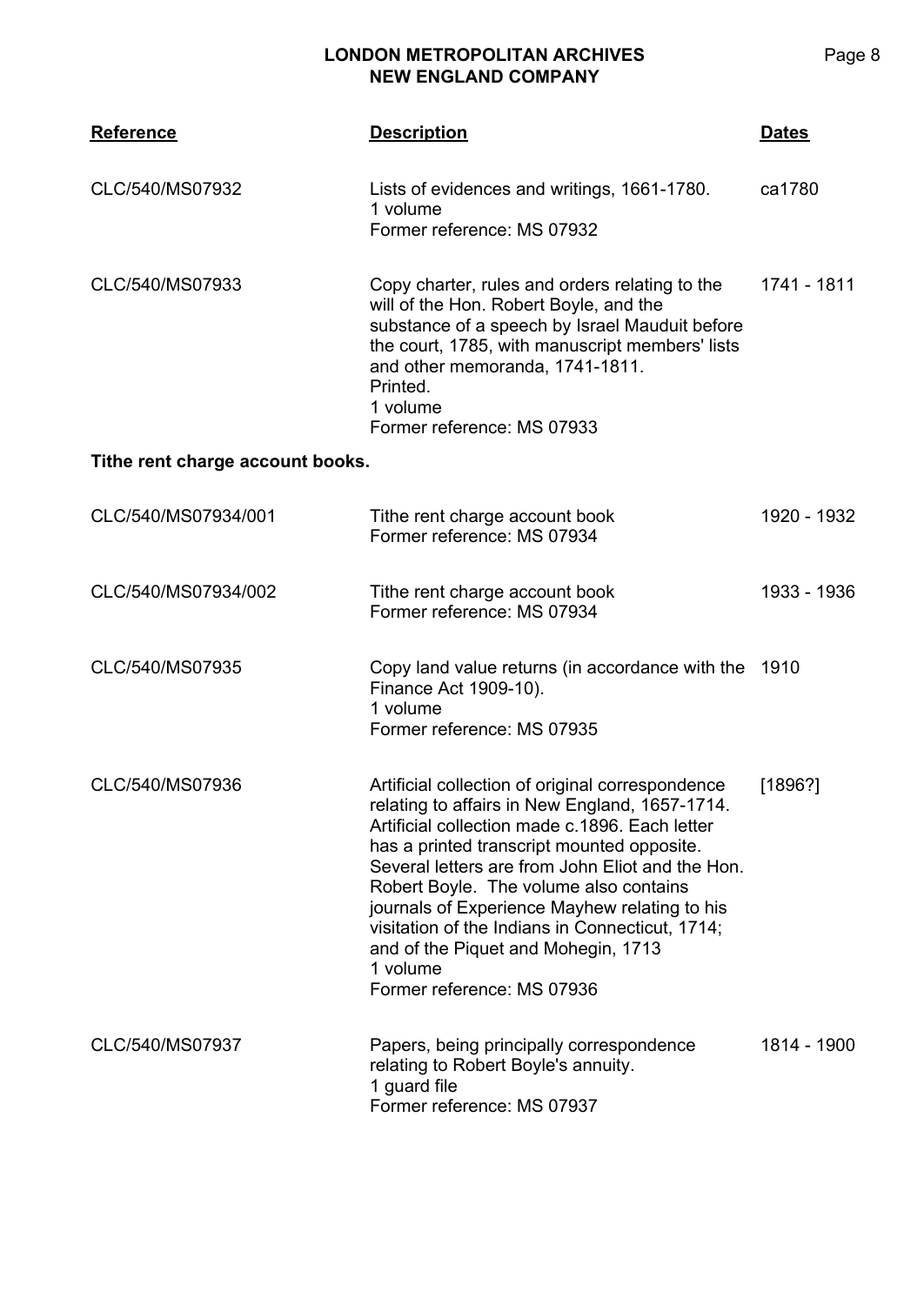| Reference | Description | Dates |
|---|---|---|
| CLC/540/MS07932 | Lists of evidences and writings, 1661-1780.<br>1 volume<br>Former reference: MS 07932 | ca1780 |
| CLC/540/MS07933 | Copy charter, rules and orders relating to the will of the Hon. Robert Boyle, and the substance of a speech by Israel Mauduit before the court, 1785, with manuscript members' lists and other memoranda, 1741-1811.<br>Printed.<br>1 volume<br>Former reference: MS 07933 | 1741 - 1811 |

**Tithe rent charge account books.**

| Reference | Description | Dates |
|---|---|---|
| CLC/540/MS07934/001 | Tithe rent charge account book<br>Former reference: MS 07934 | 1920 - 1932 |
| CLC/540/MS07934/002 | Tithe rent charge account book<br>Former reference: MS 07934 | 1933 - 1936 |
| CLC/540/MS07935 | Copy land value returns (in accordance with the Finance Act 1909-10).<br>1 volume<br>Former reference: MS 07935 | 1910 |
| CLC/540/MS07936 | Artificial collection of original correspondence relating to affairs in New England, 1657-1714. Artificial collection made c.1896. Each letter has a printed transcript mounted opposite. Several letters are from John Eliot and the Hon. Robert Boyle. The volume also contains journals of Experience Mayhew relating to his visitation of the Indians in Connecticut, 1714; and of the Piquet and Mohegin, 1713<br>1 volume<br>Former reference: MS 07936 | [1896?] |
| CLC/540/MS07937 | Papers, being principally correspondence relating to Robert Boyle's annuity.<br>1 guard file<br>Former reference: MS 07937 | 1814 - 1900 |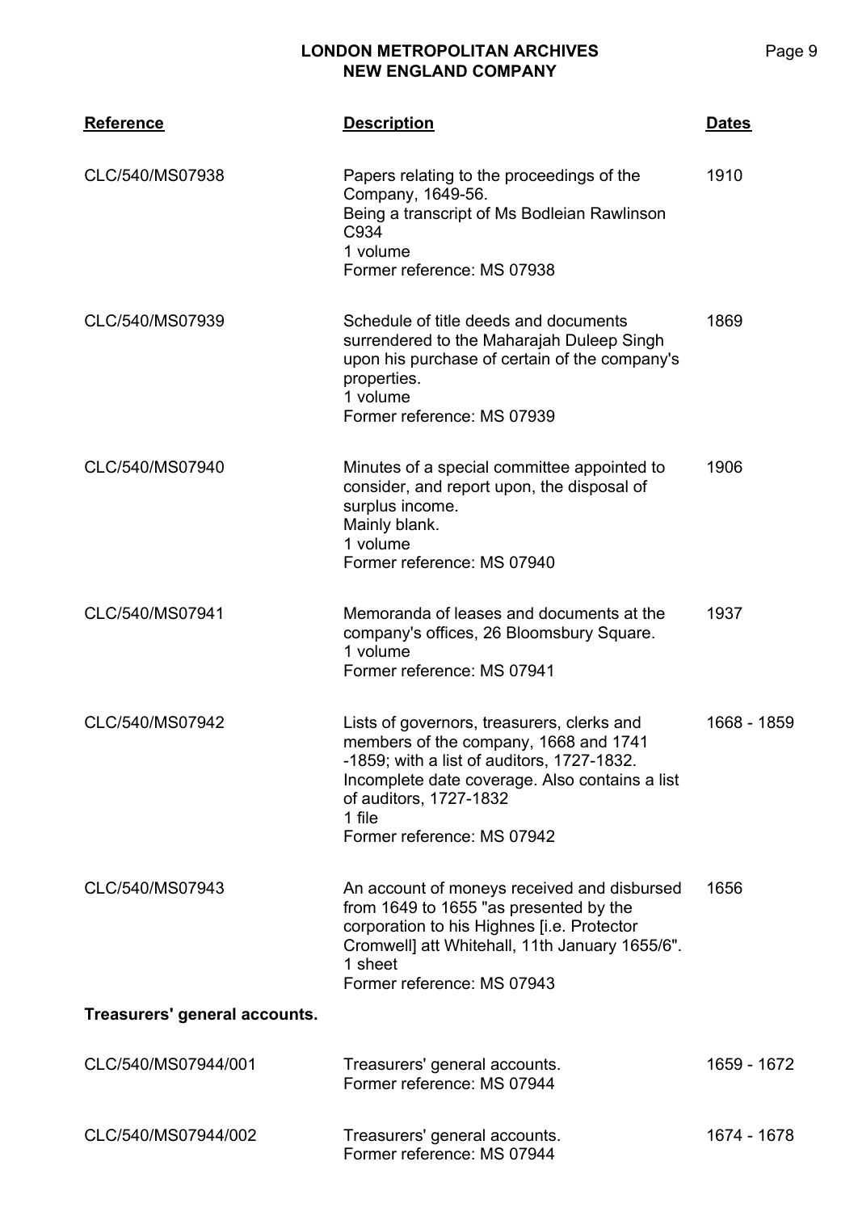| Reference | Description | Dates |
|---|---|---|
| CLC/540/MS07938 | Papers relating to the proceedings of the Company, 1649-56.<br>Being a transcript of Ms Bodleian Rawlinson C934<br>1 volume<br>Former reference: MS 07938 | 1910 |
| CLC/540/MS07939 | Schedule of title deeds and documents surrendered to the Maharajah Duleep Singh upon his purchase of certain of the company's properties.<br>1 volume<br>Former reference: MS 07939 | 1869 |
| CLC/540/MS07940 | Minutes of a special committee appointed to consider, and report upon, the disposal of surplus income.<br>Mainly blank.<br>1 volume<br>Former reference: MS 07940 | 1906 |
| CLC/540/MS07941 | Memoranda of leases and documents at the company's offices, 26 Bloomsbury Square.<br>1 volume<br>Former reference: MS 07941 | 1937 |
| CLC/540/MS07942 | Lists of governors, treasurers, clerks and members of the company, 1668 and 1741 -1859; with a list of auditors, 1727-1832.<br>Incomplete date coverage. Also contains a list of auditors, 1727-1832<br>1 file<br>Former reference: MS 07942 | 1668 - 1859 |
| CLC/540/MS07943 | An account of moneys received and disbursed from 1649 to 1655 "as presented by the corporation to his Highnes [i.e. Protector Cromwell] att Whitehall, 11th January 1655/6".<br>1 sheet<br>Former reference: MS 07943 | 1656 |

**Treasurers' general accounts.**

| Reference | Description | Dates |
|---|---|---|
| CLC/540/MS07944/001 | Treasurers' general accounts.<br>Former reference: MS 07944 | 1659 - 1672 |
| CLC/540/MS07944/002 | Treasurers' general accounts.<br>Former reference: MS 07944 | 1674 - 1678 |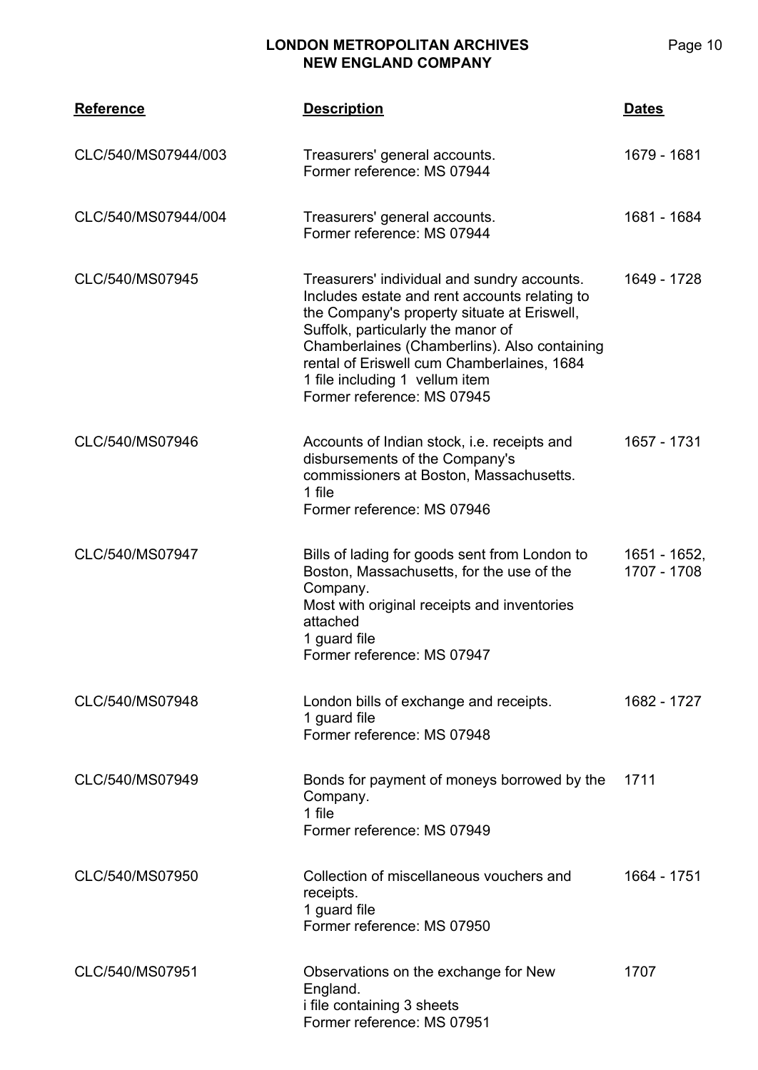| Reference | Description | Dates |
|---|---|---|
| CLC/540/MS07944/003 | Treasurers' general accounts.<br>Former reference: MS 07944 | 1679 - 1681 |
| CLC/540/MS07944/004 | Treasurers' general accounts.<br>Former reference: MS 07944 | 1681 - 1684 |
| CLC/540/MS07945 | Treasurers' individual and sundry accounts. Includes estate and rent accounts relating to the Company's property situate at Eriswell, Suffolk, particularly the manor of Chamberlaines (Chamberlins). Also containing rental of Eriswell cum Chamberlaines, 1684<br>1 file including 1 vellum item<br>Former reference: MS 07945 | 1649 - 1728 |
| CLC/540/MS07946 | Accounts of Indian stock, i.e. receipts and disbursements of the Company's commissioners at Boston, Massachusetts.<br>1 file<br>Former reference: MS 07946 | 1657 - 1731 |
| CLC/540/MS07947 | Bills of lading for goods sent from London to Boston, Massachusetts, for the use of the Company.<br>Most with original receipts and inventories attached<br>1 guard file<br>Former reference: MS 07947 | 1651 - 1652, 1707 - 1708 |
| CLC/540/MS07948 | London bills of exchange and receipts.<br>1 guard file<br>Former reference: MS 07948 | 1682 - 1727 |
| CLC/540/MS07949 | Bonds for payment of moneys borrowed by the Company.<br>1 file<br>Former reference: MS 07949 | 1711 |
| CLC/540/MS07950 | Collection of miscellaneous vouchers and receipts.<br>1 guard file<br>Former reference: MS 07950 | 1664 - 1751 |
| CLC/540/MS07951 | Observations on the exchange for New England.<br>i file containing 3 sheets<br>Former reference: MS 07951 | 1707 |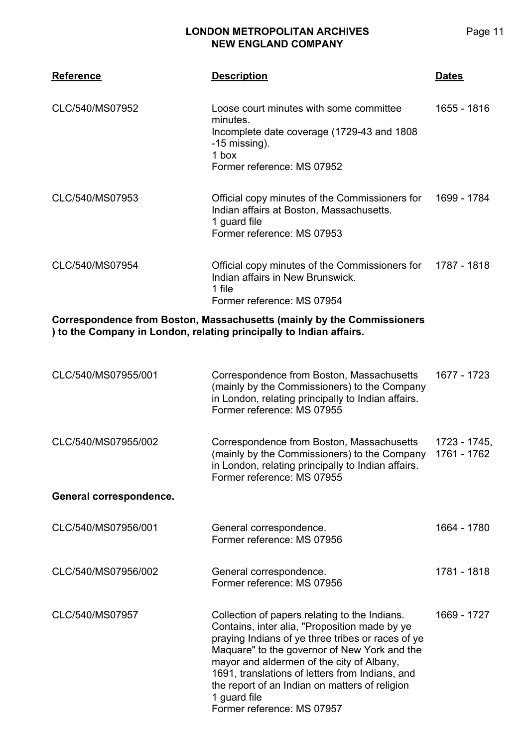| Reference | Description | Dates |
|---|---|---|
| CLC/540/MS07952 | Loose court minutes with some committee minutes.<br>Incomplete date coverage (1729-43 and 1808 -15 missing).<br>1 box<br>Former reference: MS 07952 | 1655 - 1816 |
| CLC/540/MS07953 | Official copy minutes of the Commissioners for Indian affairs at Boston, Massachusetts.<br>1 guard file<br>Former reference: MS 07953 | 1699 - 1784 |
| CLC/540/MS07954 | Official copy minutes of the Commissioners for Indian affairs in New Brunswick.<br>1 file<br>Former reference: MS 07954 | 1787 - 1818 |

**Correspondence from Boston, Massachusetts (mainly by the Commissioners ) to the Company in London, relating principally to Indian affairs.**

| Reference | Description | Dates |
|---|---|---|
| CLC/540/MS07955/001 | Correspondence from Boston, Massachusetts (mainly by the Commissioners) to the Company in London, relating principally to Indian affairs.<br>Former reference: MS 07955 | 1677 - 1723 |
| CLC/540/MS07955/002 | Correspondence from Boston, Massachusetts (mainly by the Commissioners) to the Company in London, relating principally to Indian affairs.<br>Former reference: MS 07955 | 1723 - 1745, 1761 - 1762 |

**General correspondence.**

| Reference | Description | Dates |
|---|---|---|
| CLC/540/MS07956/001 | General correspondence.<br>Former reference: MS 07956 | 1664 - 1780 |
| CLC/540/MS07956/002 | General correspondence.<br>Former reference: MS 07956 | 1781 - 1818 |
| CLC/540/MS07957 | Collection of papers relating to the Indians. Contains, inter alia, "Proposition made by ye praying Indians of ye three tribes or races of ye Maquare" to the governor of New York and the mayor and aldermen of the city of Albany, 1691, translations of letters from Indians, and the report of an Indian on matters of religion<br>1 guard file<br>Former reference: MS 07957 | 1669 - 1727 |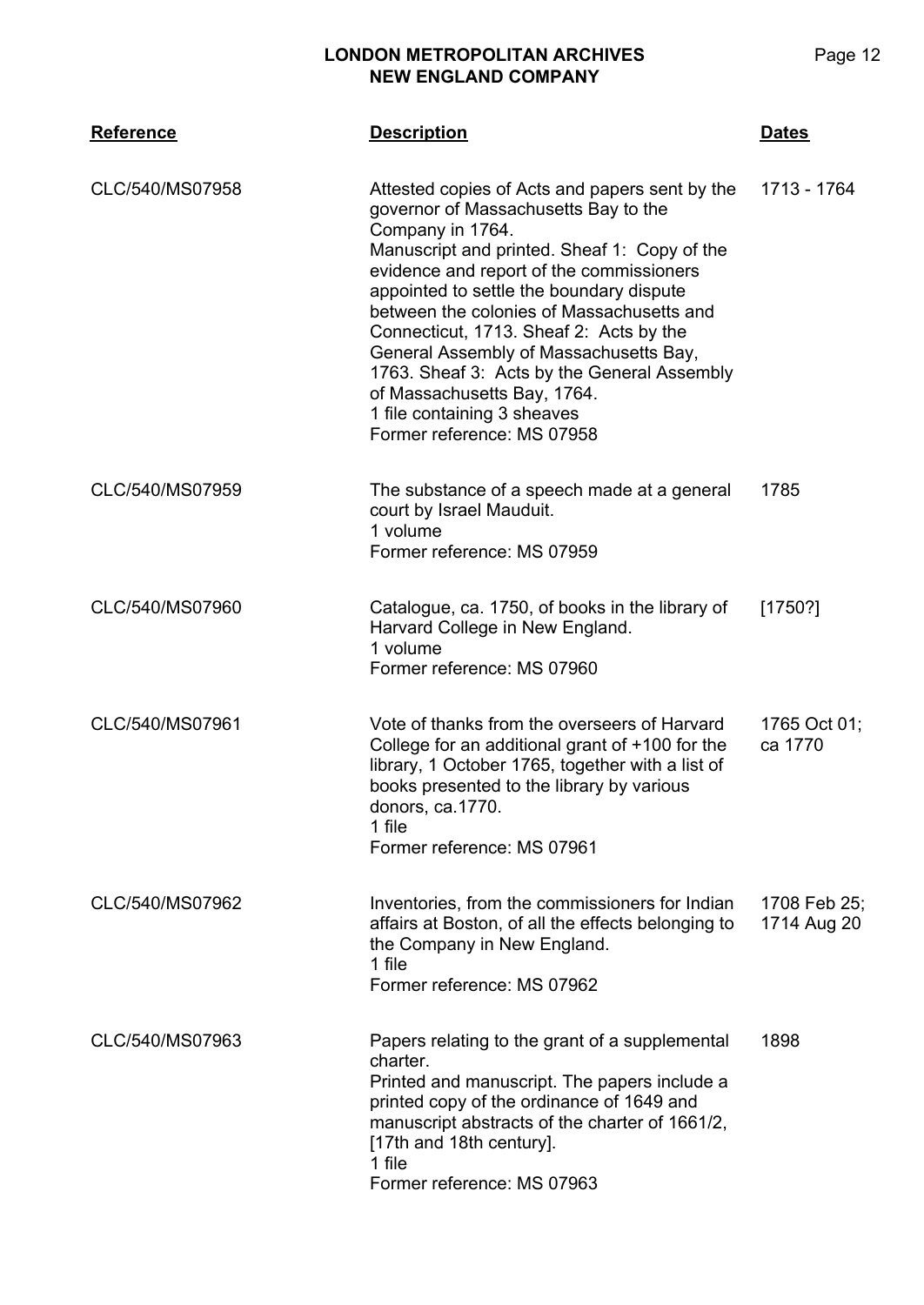| Reference | Description | Dates |
|---|---|---|
| CLC/540/MS07958 | Attested copies of Acts and papers sent by the governor of Massachusetts Bay to the Company in 1764.<br>Manuscript and printed. Sheaf 1: Copy of the evidence and report of the commissioners appointed to settle the boundary dispute between the colonies of Massachusetts and Connecticut, 1713. Sheaf 2: Acts by the General Assembly of Massachusetts Bay, 1763. Sheaf 3: Acts by the General Assembly of Massachusetts Bay, 1764.<br>1 file containing 3 sheaves<br>Former reference: MS 07958 | 1713 - 1764 |
| CLC/540/MS07959 | The substance of a speech made at a general court by Israel Mauduit.<br>1 volume<br>Former reference: MS 07959 | 1785 |
| CLC/540/MS07960 | Catalogue, ca. 1750, of books in the library of Harvard College in New England.<br>1 volume<br>Former reference: MS 07960 | [1750?] |
| CLC/540/MS07961 | Vote of thanks from the overseers of Harvard College for an additional grant of +100 for the library, 1 October 1765, together with a list of books presented to the library by various donors, ca.1770.<br>1 file<br>Former reference: MS 07961 | 1765 Oct 01; ca 1770 |
| CLC/540/MS07962 | Inventories, from the commissioners for Indian affairs at Boston, of all the effects belonging to the Company in New England.<br>1 file<br>Former reference: MS 07962 | 1708 Feb 25; 1714 Aug 20 |
| CLC/540/MS07963 | Papers relating to the grant of a supplemental charter.<br>Printed and manuscript. The papers include a printed copy of the ordinance of 1649 and manuscript abstracts of the charter of 1661/2, [17th and 18th century].<br>1 file<br>Former reference: MS 07963 | 1898 |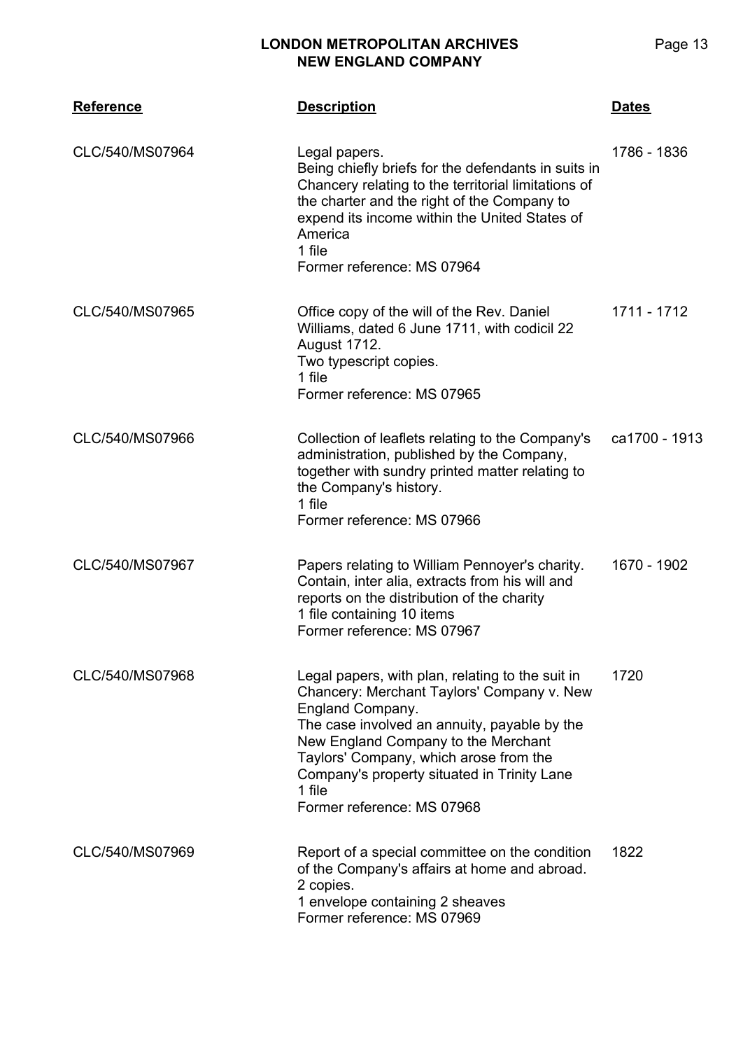| Reference | Description | Dates |
| --- | --- | --- |
| CLC/540/MS07964 | Legal papers.<br>Being chiefly briefs for the defendants in suits in Chancery relating to the territorial limitations of the charter and the right of the Company to expend its income within the United States of America<br>1 file<br>Former reference: MS 07964 | 1786 - 1836 |
| CLC/540/MS07965 | Office copy of the will of the Rev. Daniel Williams, dated 6 June 1711, with codicil 22 August 1712.<br>Two typescript copies.<br>1 file<br>Former reference: MS 07965 | 1711 - 1712 |
| CLC/540/MS07966 | Collection of leaflets relating to the Company's administration, published by the Company, together with sundry printed matter relating to the Company's history.<br>1 file<br>Former reference: MS 07966 | ca1700 - 1913 |
| CLC/540/MS07967 | Papers relating to William Pennoyer's charity. Contain, inter alia, extracts from his will and reports on the distribution of the charity<br>1 file containing 10 items<br>Former reference: MS 07967 | 1670 - 1902 |
| CLC/540/MS07968 | Legal papers, with plan, relating to the suit in Chancery: Merchant Taylors' Company v. New England Company.<br>The case involved an annuity, payable by the New England Company to the Merchant Taylors' Company, which arose from the Company's property situated in Trinity Lane<br>1 file<br>Former reference: MS 07968 | 1720 |
| CLC/540/MS07969 | Report of a special committee on the condition of the Company's affairs at home and abroad.<br>2 copies.<br>1 envelope containing 2 sheaves<br>Former reference: MS 07969 | 1822 |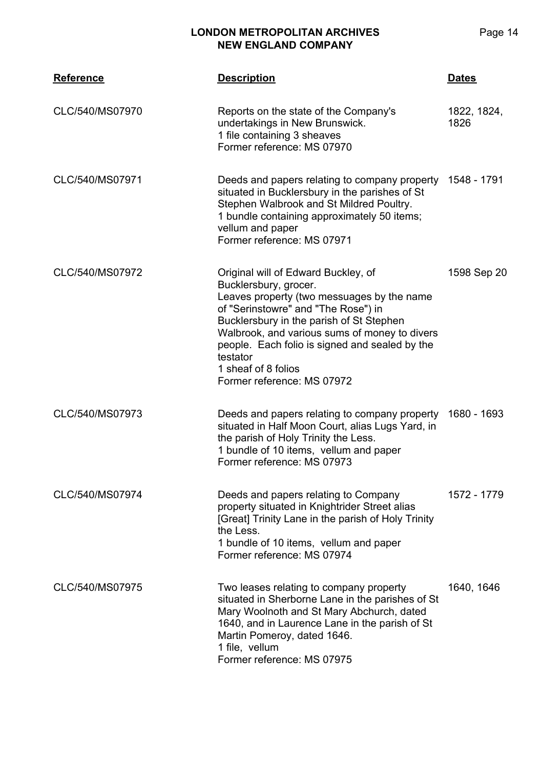| Reference | Description | Dates |
|---|---|---|
| CLC/540/MS07970 | Reports on the state of the Company's undertakings in New Brunswick.<br>1 file containing 3 sheaves<br>Former reference: MS 07970 | 1822, 1824, 1826 |
| CLC/540/MS07971 | Deeds and papers relating to company property situated in Bucklersbury in the parishes of St Stephen Walbrook and St Mildred Poultry.<br>1 bundle containing approximately 50 items; vellum and paper<br>Former reference: MS 07971 | 1548 - 1791 |
| CLC/540/MS07972 | Original will of Edward Buckley, of Bucklersbury, grocer.<br>Leaves property (two messuages by the name of "Serinstowre" and "The Rose") in Bucklersbury in the parish of St Stephen Walbrook, and various sums of money to divers people. Each folio is signed and sealed by the testator<br>1 sheaf of 8 folios<br>Former reference: MS 07972 | 1598 Sep 20 |
| CLC/540/MS07973 | Deeds and papers relating to company property situated in Half Moon Court, alias Lugs Yard, in the parish of Holy Trinity the Less.<br>1 bundle of 10 items, vellum and paper<br>Former reference: MS 07973 | 1680 - 1693 |
| CLC/540/MS07974 | Deeds and papers relating to Company property situated in Knightrider Street alias [Great] Trinity Lane in the parish of Holy Trinity the Less.<br>1 bundle of 10 items, vellum and paper<br>Former reference: MS 07974 | 1572 - 1779 |
| CLC/540/MS07975 | Two leases relating to company property situated in Sherborne Lane in the parishes of St Mary Woolnoth and St Mary Abchurch, dated 1640, and in Laurence Lane in the parish of St Martin Pomeroy, dated 1646.<br>1 file, vellum<br>Former reference: MS 07975 | 1640, 1646 |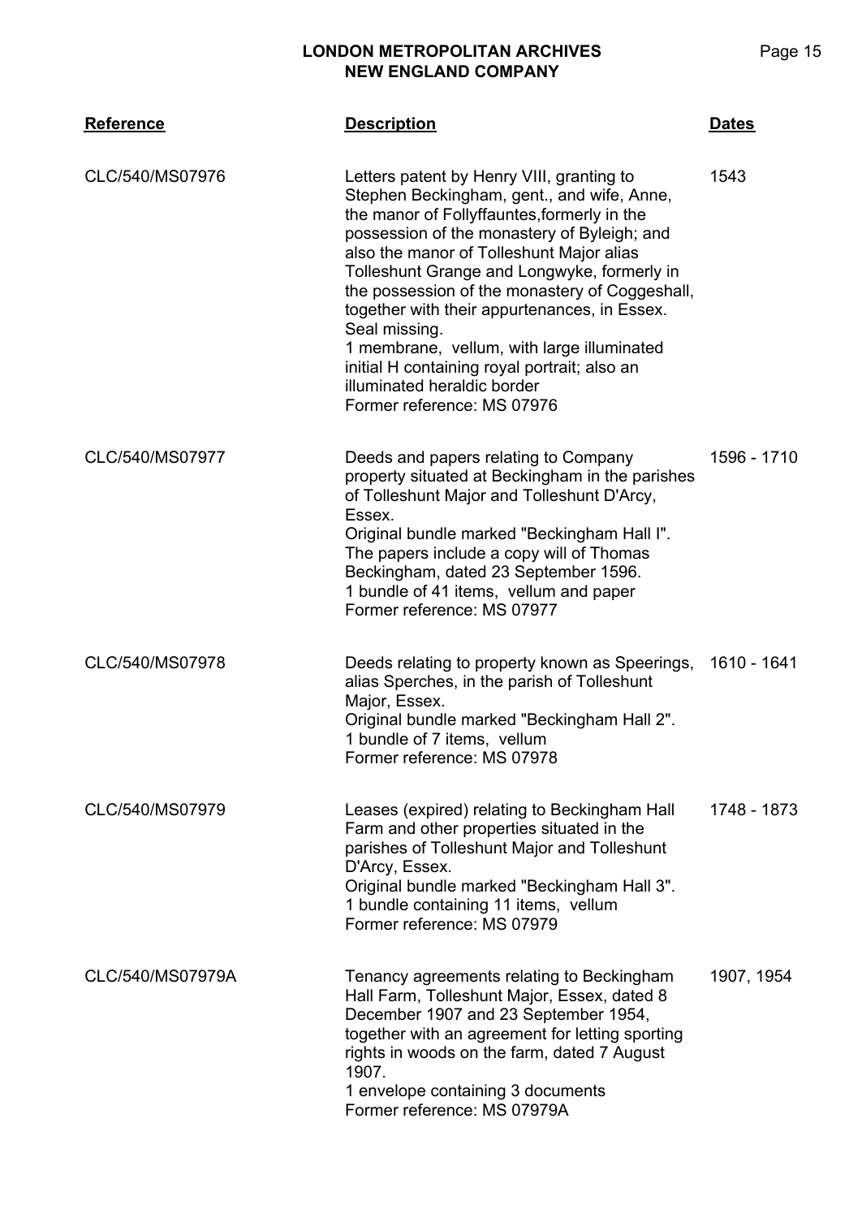| Reference | Description | Dates |
|---|---|---|
| CLC/540/MS07976 | Letters patent by Henry VIII, granting to Stephen Beckingham, gent., and wife, Anne, the manor of Follyffauntes,formerly in the possession of the monastery of Byleigh; and also the manor of Tolleshunt Major alias Tolleshunt Grange and Longwyke, formerly in the possession of the monastery of Coggeshall, together with their appurtenances, in Essex. Seal missing.<br>1 membrane, vellum, with large illuminated initial H containing royal portrait; also an illuminated heraldic border<br>Former reference: MS 07976 | 1543 |
| CLC/540/MS07977 | Deeds and papers relating to Company property situated at Beckingham in the parishes of Tolleshunt Major and Tolleshunt D'Arcy, Essex.<br>Original bundle marked "Beckingham Hall I". The papers include a copy will of Thomas Beckingham, dated 23 September 1596.<br>1 bundle of 41 items, vellum and paper<br>Former reference: MS 07977 | 1596 - 1710 |
| CLC/540/MS07978 | Deeds relating to property known as Speerings, alias Sperches, in the parish of Tolleshunt Major, Essex.<br>Original bundle marked "Beckingham Hall 2".<br>1 bundle of 7 items, vellum<br>Former reference: MS 07978 | 1610 - 1641 |
| CLC/540/MS07979 | Leases (expired) relating to Beckingham Hall Farm and other properties situated in the parishes of Tolleshunt Major and Tolleshunt D'Arcy, Essex.<br>Original bundle marked "Beckingham Hall 3".<br>1 bundle containing 11 items, vellum<br>Former reference: MS 07979 | 1748 - 1873 |
| CLC/540/MS07979A | Tenancy agreements relating to Beckingham Hall Farm, Tolleshunt Major, Essex, dated 8 December 1907 and 23 September 1954, together with an agreement for letting sporting rights in woods on the farm, dated 7 August 1907.<br>1 envelope containing 3 documents<br>Former reference: MS 07979A | 1907, 1954 |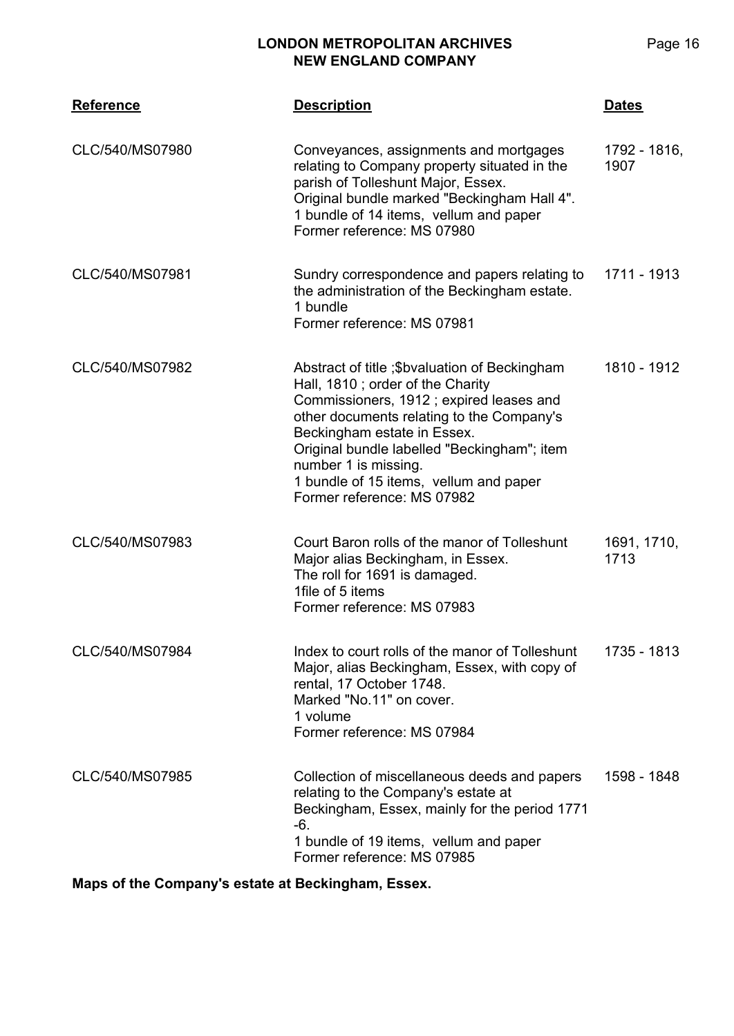| Reference | Description | Dates |
|---|---|---|
| CLC/540/MS07980 | Conveyances, assignments and mortgages relating to Company property situated in the parish of Tolleshunt Major, Essex.<br>Original bundle marked "Beckingham Hall 4".<br>1 bundle of 14 items, vellum and paper<br>Former reference: MS 07980 | 1792 - 1816, 1907 |
| CLC/540/MS07981 | Sundry correspondence and papers relating to the administration of the Beckingham estate.<br>1 bundle<br>Former reference: MS 07981 | 1711 - 1913 |
| CLC/540/MS07982 | Abstract of title ;$bvaluation of Beckingham Hall, 1810 ; order of the Charity Commissioners, 1912 ; expired leases and other documents relating to the Company's Beckingham estate in Essex.<br>Original bundle labelled "Beckingham"; item number 1 is missing.<br>1 bundle of 15 items, vellum and paper<br>Former reference: MS 07982 | 1810 - 1912 |
| CLC/540/MS07983 | Court Baron rolls of the manor of Tolleshunt Major alias Beckingham, in Essex.<br>The roll for 1691 is damaged.<br>1file of 5 items<br>Former reference: MS 07983 | 1691, 1710, 1713 |
| CLC/540/MS07984 | Index to court rolls of the manor of Tolleshunt Major, alias Beckingham, Essex, with copy of rental, 17 October 1748.<br>Marked "No.11" on cover.<br>1 volume<br>Former reference: MS 07984 | 1735 - 1813 |
| CLC/540/MS07985 | Collection of miscellaneous deeds and papers relating to the Company's estate at Beckingham, Essex, mainly for the period 1771 -6.<br>1 bundle of 19 items, vellum and paper<br>Former reference: MS 07985 | 1598 - 1848 |

**Maps of the Company's estate at Beckingham, Essex.**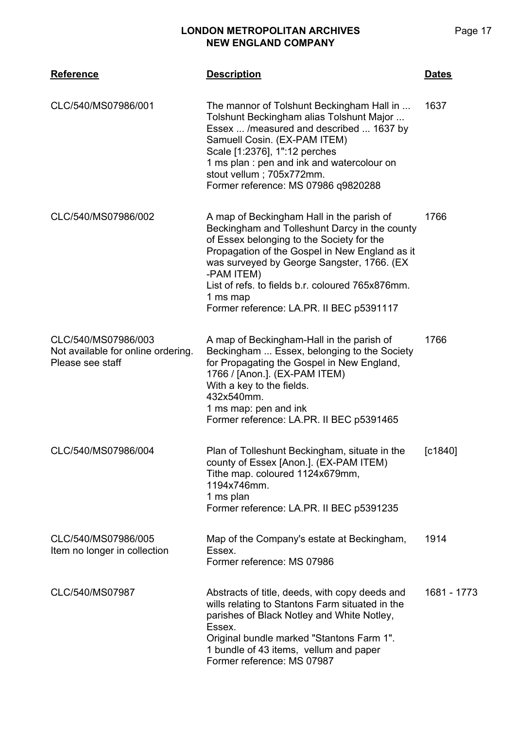| Reference | Description | Dates |
| --- | --- | --- |
| CLC/540/MS07986/001 | The mannor of Tolshunt Beckingham Hall in ... Tolshunt Beckingham alias Tolshunt Major ... Essex ... /measured and described ... 1637 by Samuell Cosin. (EX-PAM ITEM)<br>Scale [1:2376], 1":12 perches<br>1 ms plan : pen and ink and watercolour on stout vellum ; 705x772mm.<br>Former reference: MS 07986 q9820288 | 1637 |
| CLC/540/MS07986/002 | A map of Beckingham Hall in the parish of Beckingham and Tolleshunt Darcy in the county of Essex belonging to the Society for the Propagation of the Gospel in New England as it was surveyed by George Sangster, 1766. (EX -PAM ITEM)<br>List of refs. to fields b.r. coloured 765x876mm.<br>1 ms map<br>Former reference: LA.PR. II BEC p5391117 | 1766 |
| CLC/540/MS07986/003<br>Not available for online ordering. Please see staff | A map of Beckingham-Hall in the parish of Beckingham ... Essex, belonging to the Society for Propagating the Gospel in New England, 1766 / [Anon.]. (EX-PAM ITEM)<br>With a key to the fields.<br>432x540mm.<br>1 ms map: pen and ink<br>Former reference: LA.PR. II BEC p5391465 | 1766 |
| CLC/540/MS07986/004 | Plan of Tolleshunt Beckingham, situate in the county of Essex [Anon.]. (EX-PAM ITEM)<br>Tithe map. coloured 1124x679mm, 1194x746mm.<br>1 ms plan<br>Former reference: LA.PR. II BEC p5391235 | [c1840] |
| CLC/540/MS07986/005<br>Item no longer in collection | Map of the Company's estate at Beckingham, Essex.<br>Former reference: MS 07986 | 1914 |
| CLC/540/MS07987 | Abstracts of title, deeds, with copy deeds and wills relating to Stantons Farm situated in the parishes of Black Notley and White Notley, Essex.<br>Original bundle marked "Stantons Farm 1".<br>1 bundle of 43 items, vellum and paper<br>Former reference: MS 07987 | 1681 - 1773 |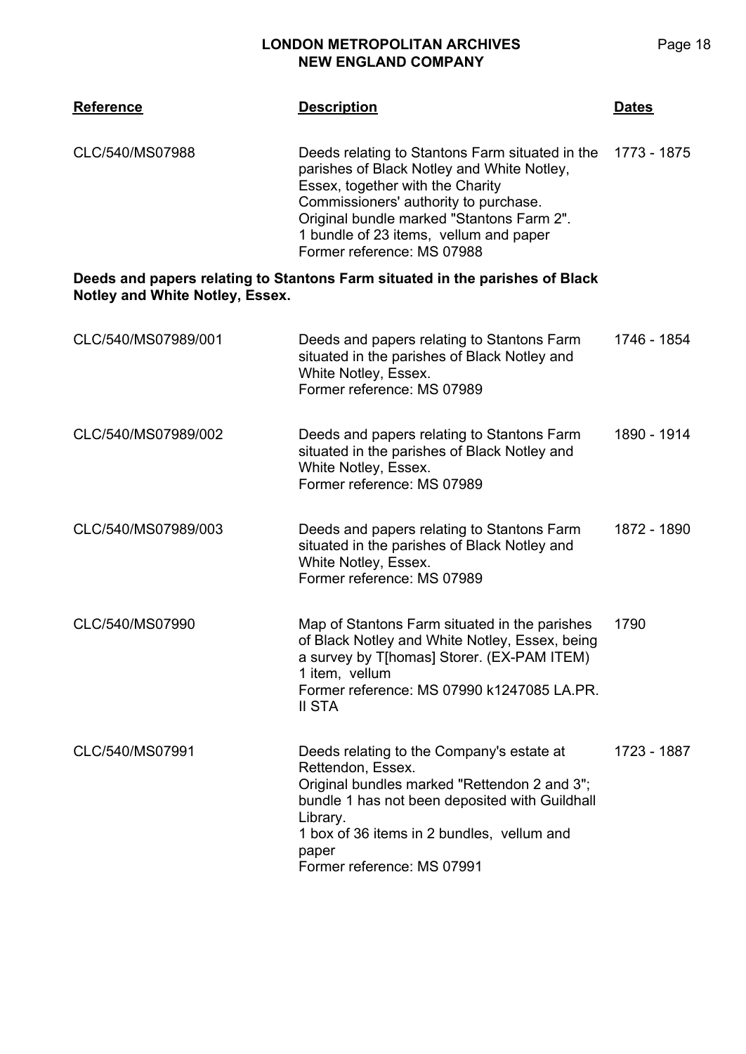| Reference | Description | Dates |
|---|---|---|
| CLC/540/MS07988 | Deeds relating to Stantons Farm situated in the parishes of Black Notley and White Notley, Essex, together with the Charity Commissioners' authority to purchase. Original bundle marked "Stantons Farm 2". 1 bundle of 23 items, vellum and paper Former reference: MS 07988 | 1773 - 1875 |

**Deeds and papers relating to Stantons Farm situated in the parishes of Black Notley and White Notley, Essex.**

| Reference | Description | Dates |
|---|---|---|
| CLC/540/MS07989/001 | Deeds and papers relating to Stantons Farm situated in the parishes of Black Notley and White Notley, Essex. Former reference: MS 07989 | 1746 - 1854 |
| CLC/540/MS07989/002 | Deeds and papers relating to Stantons Farm situated in the parishes of Black Notley and White Notley, Essex. Former reference: MS 07989 | 1890 - 1914 |
| CLC/540/MS07989/003 | Deeds and papers relating to Stantons Farm situated in the parishes of Black Notley and White Notley, Essex. Former reference: MS 07989 | 1872 - 1890 |
| CLC/540/MS07990 | Map of Stantons Farm situated in the parishes of Black Notley and White Notley, Essex, being a survey by T[homas] Storer. (EX-PAM ITEM) 1 item, vellum Former reference: MS 07990 k1247085 LA.PR. II STA | 1790 |
| CLC/540/MS07991 | Deeds relating to the Company's estate at Rettendon, Essex. Original bundles marked "Rettendon 2 and 3"; bundle 1 has not been deposited with Guildhall Library. 1 box of 36 items in 2 bundles, vellum and paper Former reference: MS 07991 | 1723 - 1887 |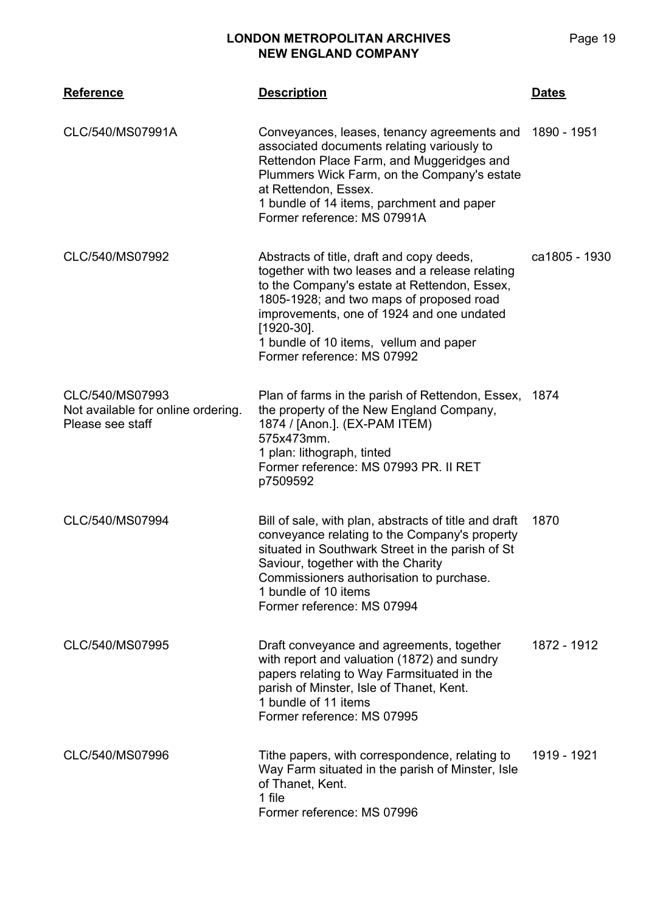| Reference | Description | Dates |
|---|---|---|
| CLC/540/MS07991A | Conveyances, leases, tenancy agreements and associated documents relating variously to Rettendon Place Farm, and Muggeridges and Plummers Wick Farm, on the Company's estate at Rettendon, Essex.<br>1 bundle of 14 items, parchment and paper<br>Former reference: MS 07991A | 1890 - 1951 |
| CLC/540/MS07992 | Abstracts of title, draft and copy deeds, together with two leases and a release relating to the Company's estate at Rettendon, Essex, 1805-1928; and two maps of proposed road improvements, one of 1924 and one undated [1920-30].<br>1 bundle of 10 items, vellum and paper<br>Former reference: MS 07992 | ca1805 - 1930 |
| CLC/540/MS07993<br>Not available for online ordering. Please see staff | Plan of farms in the parish of Rettendon, Essex, the property of the New England Company, 1874 / [Anon.]. (EX-PAM ITEM)<br>575x473mm.<br>1 plan: lithograph, tinted<br>Former reference: MS 07993 PR. II RET p7509592 | 1874 |
| CLC/540/MS07994 | Bill of sale, with plan, abstracts of title and draft conveyance relating to the Company's property situated in Southwark Street in the parish of St Saviour, together with the Charity Commissioners authorisation to purchase.<br>1 bundle of 10 items<br>Former reference: MS 07994 | 1870 |
| CLC/540/MS07995 | Draft conveyance and agreements, together with report and valuation (1872) and sundry papers relating to Way Farmsituated in the parish of Minster, Isle of Thanet, Kent.<br>1 bundle of 11 items<br>Former reference: MS 07995 | 1872 - 1912 |
| CLC/540/MS07996 | Tithe papers, with correspondence, relating to Way Farm situated in the parish of Minster, Isle of Thanet, Kent.<br>1 file<br>Former reference: MS 07996 | 1919 - 1921 |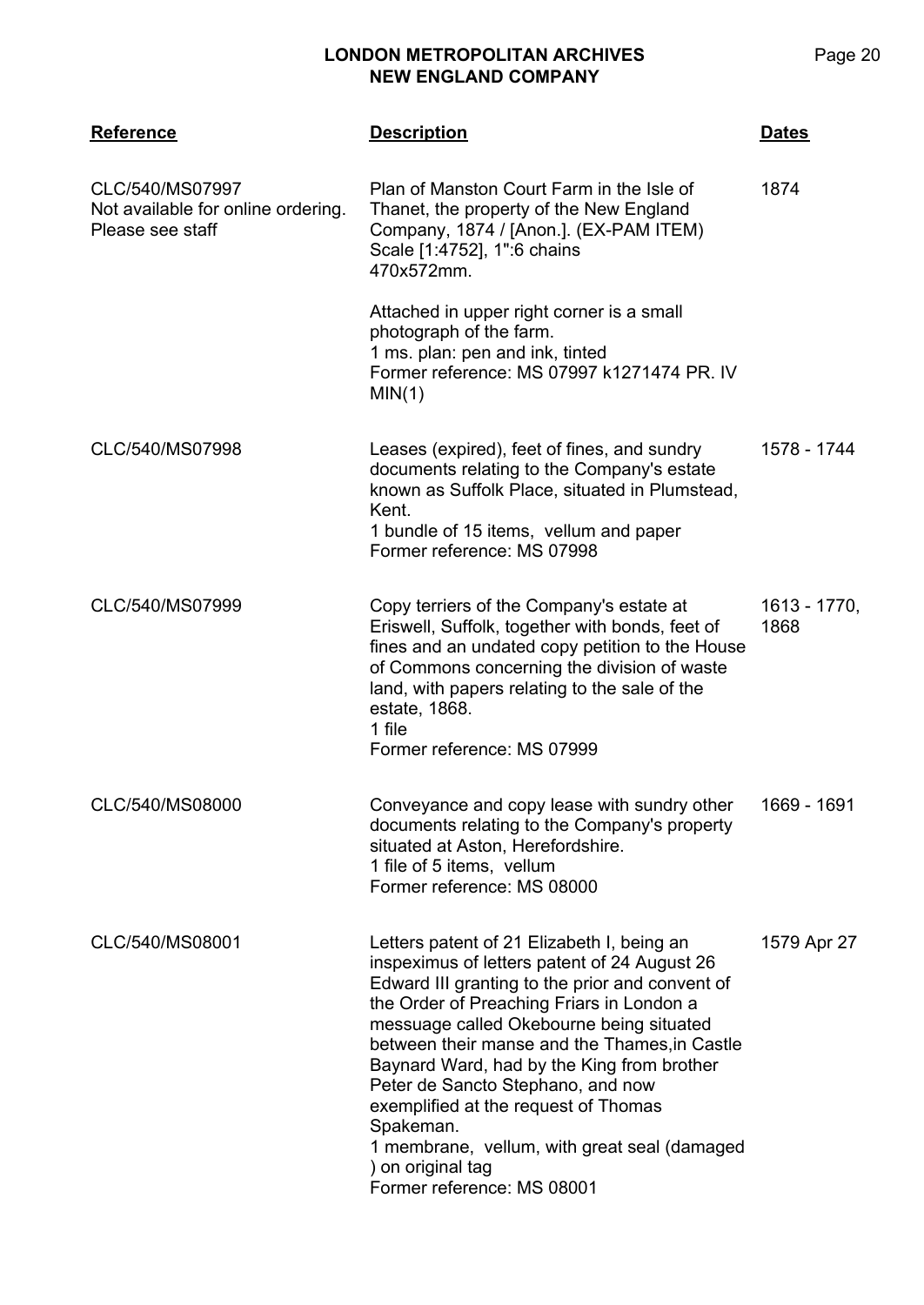| Reference | Description | Dates |
|---|---|---|
| CLC/540/MS07997<br>Not available for online ordering. Please see staff | Plan of Manston Court Farm in the Isle of Thanet, the property of the New England Company, 1874 / [Anon.]. (EX-PAM ITEM)<br>Scale [1:4752], 1":6 chains<br>470x572mm.<br><br>Attached in upper right corner is a small photograph of the farm.<br>1 ms. plan: pen and ink, tinted<br>Former reference: MS 07997 k1271474 PR. IV MIN(1) | 1874 |
| CLC/540/MS07998 | Leases (expired), feet of fines, and sundry documents relating to the Company's estate known as Suffolk Place, situated in Plumstead, Kent.<br>1 bundle of 15 items, vellum and paper<br>Former reference: MS 07998 | 1578 - 1744 |
| CLC/540/MS07999 | Copy terriers of the Company's estate at Eriswell, Suffolk, together with bonds, feet of fines and an undated copy petition to the House of Commons concerning the division of waste land, with papers relating to the sale of the estate, 1868.<br>1 file<br>Former reference: MS 07999 | 1613 - 1770, 1868 |
| CLC/540/MS08000 | Conveyance and copy lease with sundry other documents relating to the Company's property situated at Aston, Herefordshire.<br>1 file of 5 items, vellum<br>Former reference: MS 08000 | 1669 - 1691 |
| CLC/540/MS08001 | Letters patent of 21 Elizabeth I, being an inspeximus of letters patent of 24 August 26 Edward III granting to the prior and convent of the Order of Preaching Friars in London a messuage called Okebourne being situated between their manse and the Thames,in Castle Baynard Ward, had by the King from brother Peter de Sancto Stephano, and now exemplified at the request of Thomas Spakeman.<br>1 membrane, vellum, with great seal (damaged ) on original tag<br>Former reference: MS 08001 | 1579 Apr 27 |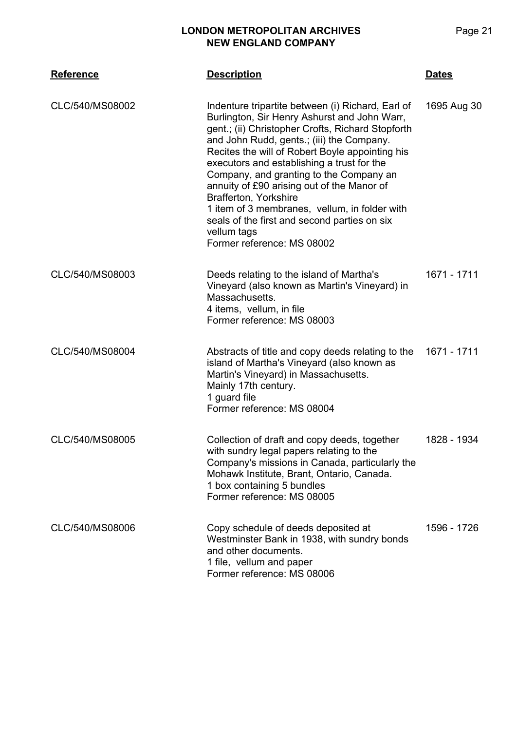| Reference | Description | Dates |
| --- | --- | --- |
| CLC/540/MS08002 | Indenture tripartite between (i) Richard, Earl of Burlington, Sir Henry Ashurst and John Warr, gent.; (ii) Christopher Crofts, Richard Stopforth and John Rudd, gents.; (iii) the Company. Recites the will of Robert Boyle appointing his executors and establishing a trust for the Company, and granting to the Company an annuity of £90 arising out of the Manor of Brafferton, Yorkshire<br>1 item of 3 membranes, vellum, in folder with seals of the first and second parties on six vellum tags<br>Former reference: MS 08002 | 1695 Aug 30 |
| CLC/540/MS08003 | Deeds relating to the island of Martha's Vineyard (also known as Martin's Vineyard) in Massachusetts.<br>4 items, vellum, in file<br>Former reference: MS 08003 | 1671 - 1711 |
| CLC/540/MS08004 | Abstracts of title and copy deeds relating to the island of Martha's Vineyard (also known as Martin's Vineyard) in Massachusetts.<br>Mainly 17th century.<br>1 guard file<br>Former reference: MS 08004 | 1671 - 1711 |
| CLC/540/MS08005 | Collection of draft and copy deeds, together with sundry legal papers relating to the Company's missions in Canada, particularly the Mohawk Institute, Brant, Ontario, Canada.<br>1 box containing 5 bundles<br>Former reference: MS 08005 | 1828 - 1934 |
| CLC/540/MS08006 | Copy schedule of deeds deposited at Westminster Bank in 1938, with sundry bonds and other documents.<br>1 file, vellum and paper<br>Former reference: MS 08006 | 1596 - 1726 |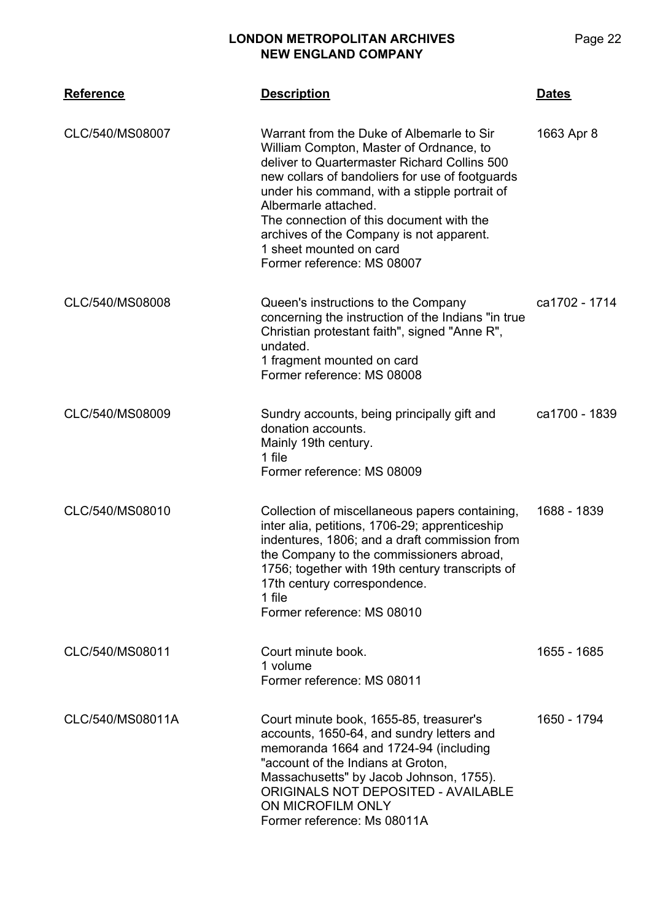| Reference | Description | Dates |
|---|---|---|
| CLC/540/MS08007 | Warrant from the Duke of Albemarle to Sir William Compton, Master of Ordnance, to deliver to Quartermaster Richard Collins 500 new collars of bandoliers for use of footguards under his command, with a stipple portrait of Albermarle attached.<br>The connection of this document with the archives of the Company is not apparent.<br>1 sheet mounted on card<br>Former reference: MS 08007 | 1663 Apr 8 |
| CLC/540/MS08008 | Queen's instructions to the Company concerning the instruction of the Indians "in true Christian protestant faith", signed "Anne R", undated.<br>1 fragment mounted on card<br>Former reference: MS 08008 | ca1702 - 1714 |
| CLC/540/MS08009 | Sundry accounts, being principally gift and donation accounts.<br>Mainly 19th century.<br>1 file<br>Former reference: MS 08009 | ca1700 - 1839 |
| CLC/540/MS08010 | Collection of miscellaneous papers containing, inter alia, petitions, 1706-29; apprenticeship indentures, 1806; and a draft commission from the Company to the commissioners abroad, 1756; together with 19th century transcripts of 17th century correspondence.<br>1 file<br>Former reference: MS 08010 | 1688 - 1839 |
| CLC/540/MS08011 | Court minute book.<br>1 volume<br>Former reference: MS 08011 | 1655 - 1685 |
| CLC/540/MS08011A | Court minute book, 1655-85, treasurer's accounts, 1650-64, and sundry letters and memoranda 1664 and 1724-94 (including "account of the Indians at Groton, Massachusetts" by Jacob Johnson, 1755).<br>ORIGINALS NOT DEPOSITED - AVAILABLE ON MICROFILM ONLY<br>Former reference: Ms 08011A | 1650 - 1794 |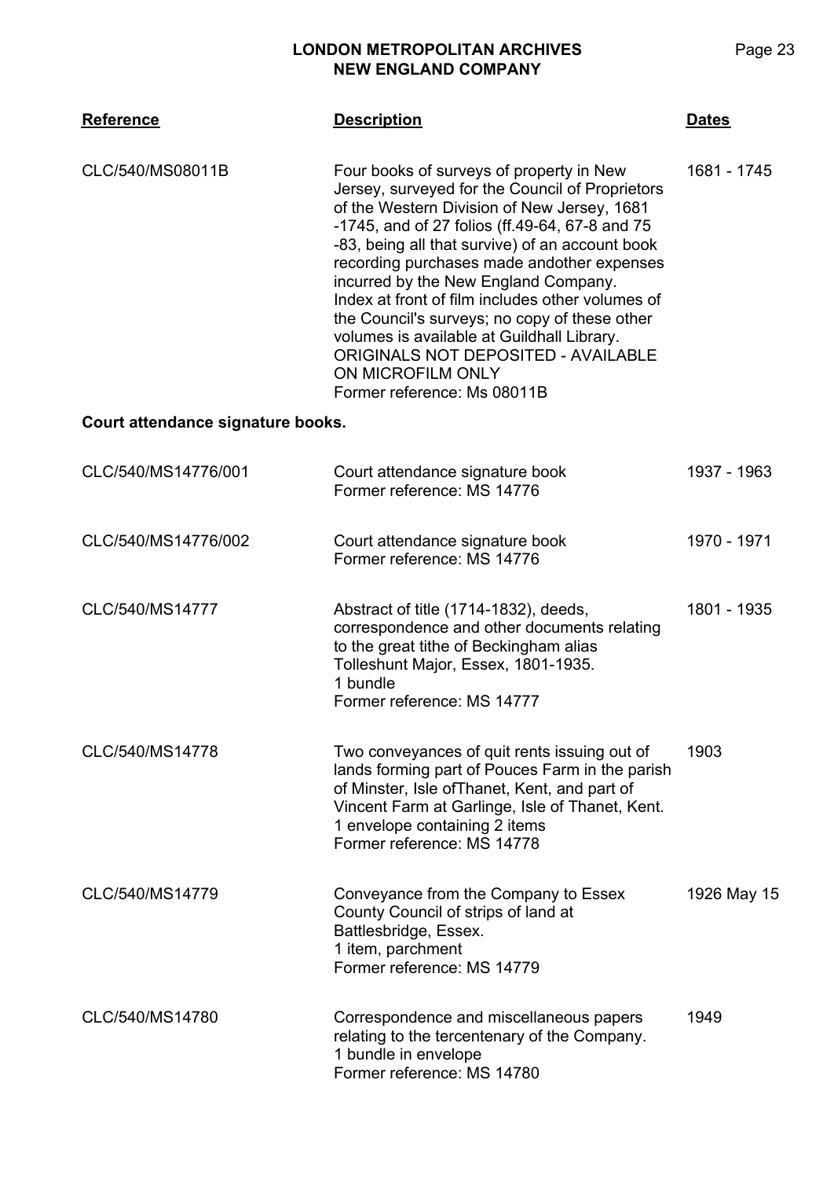| Reference | Description | Dates |
|---|---|---|
| CLC/540/MS08011B | Four books of surveys of property in New Jersey, surveyed for the Council of Proprietors of the Western Division of New Jersey, 1681 -1745, and of 27 folios (ff.49-64, 67-8 and 75 -83, being all that survive) of an account book recording purchases made andother expenses incurred by the New England Company. Index at front of film includes other volumes of the Council's surveys; no copy of these other volumes is available at Guildhall Library. ORIGINALS NOT DEPOSITED - AVAILABLE ON MICROFILM ONLY Former reference: Ms 08011B | 1681 - 1745 |

**Court attendance signature books.**

| Reference | Description | Dates |
|---|---|---|
| CLC/540/MS14776/001 | Court attendance signature book Former reference: MS 14776 | 1937 - 1963 |
| CLC/540/MS14776/002 | Court attendance signature book Former reference: MS 14776 | 1970 - 1971 |
| CLC/540/MS14777 | Abstract of title (1714-1832), deeds, correspondence and other documents relating to the great tithe of Beckingham alias Tolleshunt Major, Essex, 1801-1935. 1 bundle Former reference: MS 14777 | 1801 - 1935 |
| CLC/540/MS14778 | Two conveyances of quit rents issuing out of lands forming part of Pouces Farm in the parish of Minster, Isle ofThanet, Kent, and part of Vincent Farm at Garlinge, Isle of Thanet, Kent. 1 envelope containing 2 items Former reference: MS 14778 | 1903 |
| CLC/540/MS14779 | Conveyance from the Company to Essex County Council of strips of land at Battlesbridge, Essex. 1 item, parchment Former reference: MS 14779 | 1926 May 15 |
| CLC/540/MS14780 | Correspondence and miscellaneous papers relating to the tercentenary of the Company. 1 bundle in envelope Former reference: MS 14780 | 1949 |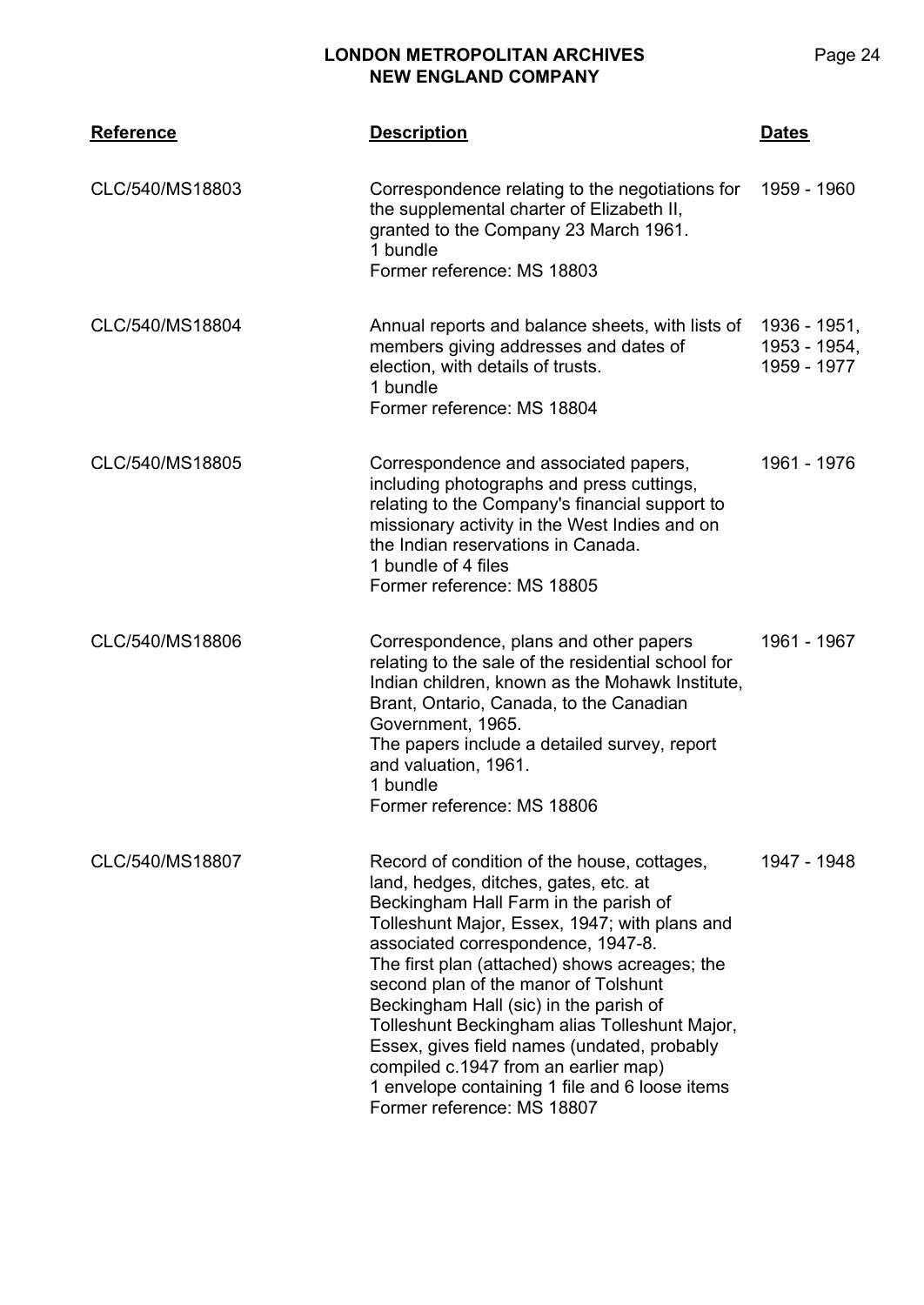| Reference | Description | Dates |
|---|---|---|
| CLC/540/MS18803 | Correspondence relating to the negotiations for the supplemental charter of Elizabeth II, granted to the Company 23 March 1961.<br>1 bundle<br>Former reference: MS 18803 | 1959 - 1960 |
| CLC/540/MS18804 | Annual reports and balance sheets, with lists of members giving addresses and dates of election, with details of trusts.<br>1 bundle<br>Former reference: MS 18804 | 1936 - 1951, 1953 - 1954, 1959 - 1977 |
| CLC/540/MS18805 | Correspondence and associated papers, including photographs and press cuttings, relating to the Company's financial support to missionary activity in the West Indies and on the Indian reservations in Canada.<br>1 bundle of 4 files<br>Former reference: MS 18805 | 1961 - 1976 |
| CLC/540/MS18806 | Correspondence, plans and other papers relating to the sale of the residential school for Indian children, known as the Mohawk Institute, Brant, Ontario, Canada, to the Canadian Government, 1965.<br>The papers include a detailed survey, report and valuation, 1961.<br>1 bundle<br>Former reference: MS 18806 | 1961 - 1967 |
| CLC/540/MS18807 | Record of condition of the house, cottages, land, hedges, ditches, gates, etc. at Beckingham Hall Farm in the parish of Tolleshunt Major, Essex, 1947; with plans and associated correspondence, 1947-8.<br>The first plan (attached) shows acreages; the second plan of the manor of Tolshunt Beckingham Hall (sic) in the parish of Tolleshunt Beckingham alias Tolleshunt Major, Essex, gives field names (undated, probably compiled c.1947 from an earlier map)<br>1 envelope containing 1 file and 6 loose items<br>Former reference: MS 18807 | 1947 - 1948 |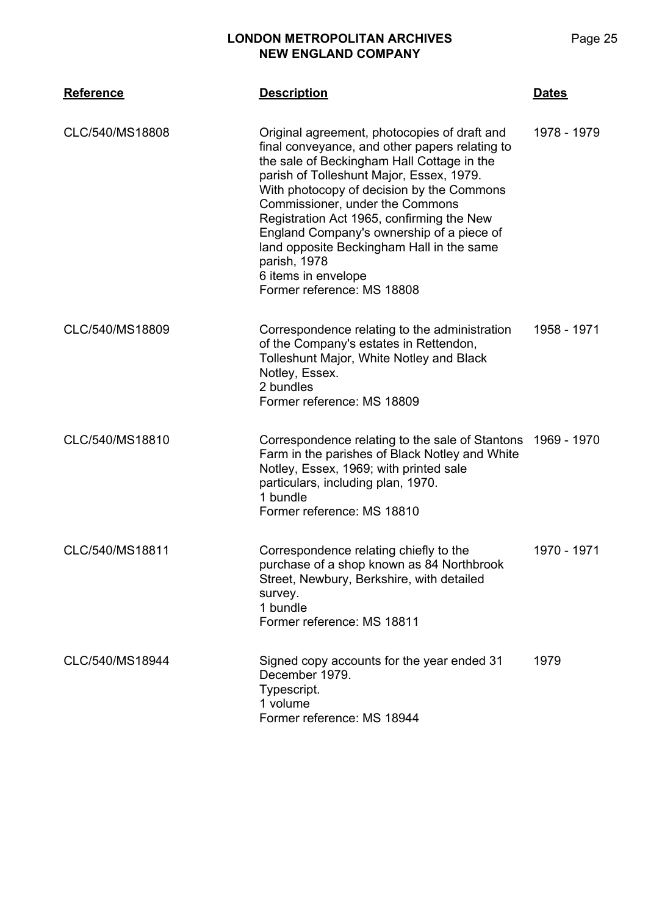| Reference | Description | Dates |
| --- | --- | --- |
| CLC/540/MS18808 | Original agreement, photocopies of draft and final conveyance, and other papers relating to the sale of Beckingham Hall Cottage in the parish of Tolleshunt Major, Essex, 1979. With photocopy of decision by the Commons Commissioner, under the Commons Registration Act 1965, confirming the New England Company's ownership of a piece of land opposite Beckingham Hall in the same parish, 1978<br>6 items in envelope<br>Former reference: MS 18808 | 1978 - 1979 |
| CLC/540/MS18809 | Correspondence relating to the administration of the Company's estates in Rettendon, Tolleshunt Major, White Notley and Black Notley, Essex.<br>2 bundles<br>Former reference: MS 18809 | 1958 - 1971 |
| CLC/540/MS18810 | Correspondence relating to the sale of Stantons Farm in the parishes of Black Notley and White Notley, Essex, 1969; with printed sale particulars, including plan, 1970.<br>1 bundle<br>Former reference: MS 18810 | 1969 - 1970 |
| CLC/540/MS18811 | Correspondence relating chiefly to the purchase of a shop known as 84 Northbrook Street, Newbury, Berkshire, with detailed survey.<br>1 bundle<br>Former reference: MS 18811 | 1970 - 1971 |
| CLC/540/MS18944 | Signed copy accounts for the year ended 31 December 1979.<br>Typescript.<br>1 volume<br>Former reference: MS 18944 | 1979 |